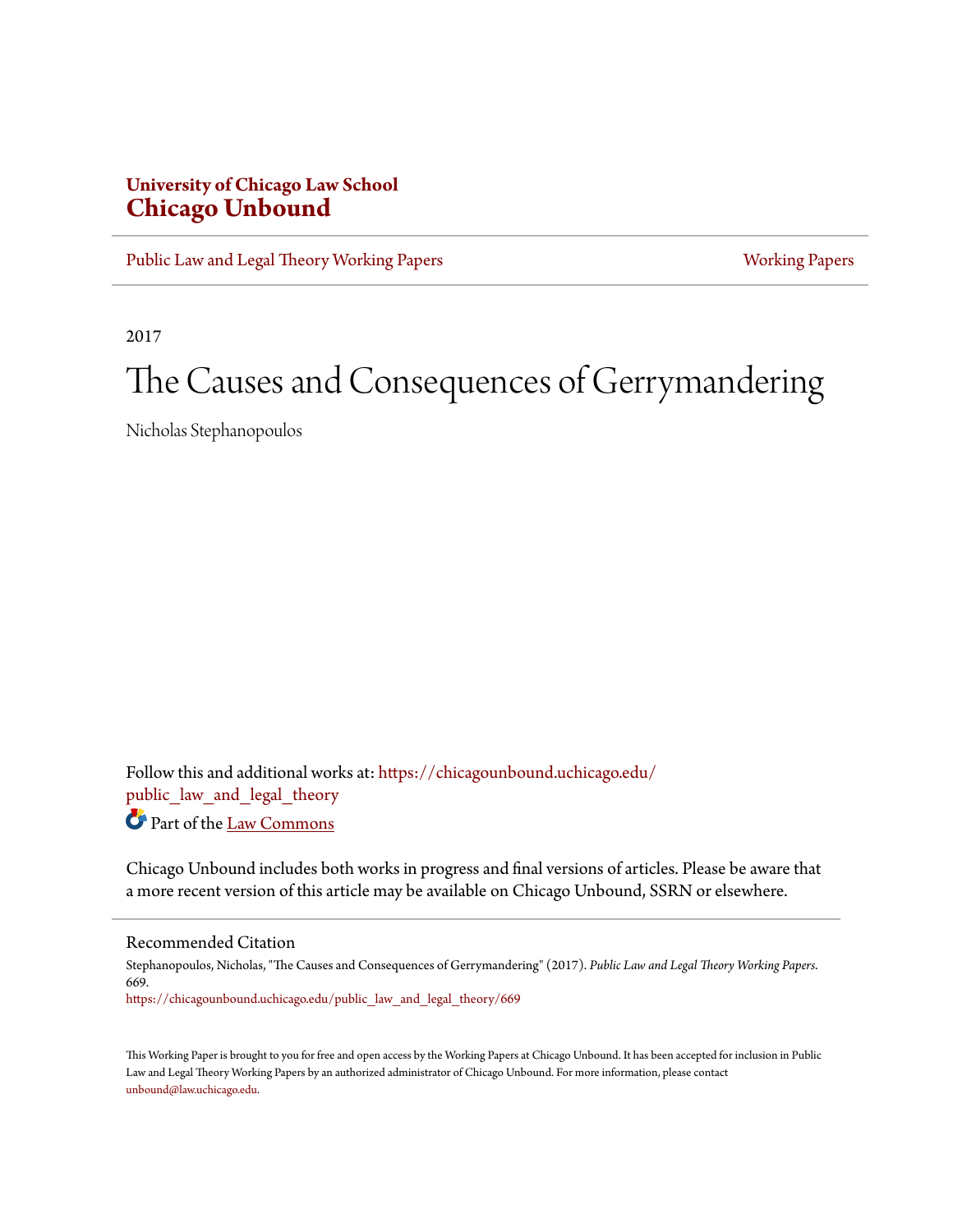University of Chicago Law School
**Chicago Unbound**

Public Law and Legal Theory Working Papers | Working Papers

2017

# The Causes and Consequences of Gerrymandering

Nicholas Stephanopoulos

Follow this and additional works at: https://chicagounbound.uchicago.edu/public_law_and_legal_theory

Part of the Law Commons

Chicago Unbound includes both works in progress and final versions of articles. Please be aware that a more recent version of this article may be available on Chicago Unbound, SSRN or elsewhere.

## Recommended Citation

Stephanopoulos, Nicholas, "The Causes and Consequences of Gerrymandering" (2017). *Public Law and Legal Theory Working Papers*. 669.
https://chicagounbound.uchicago.edu/public_law_and_legal_theory/669

This Working Paper is brought to you for free and open access by the Working Papers at Chicago Unbound. It has been accepted for inclusion in Public Law and Legal Theory Working Papers by an authorized administrator of Chicago Unbound. For more information, please contact unbound@law.uchicago.edu.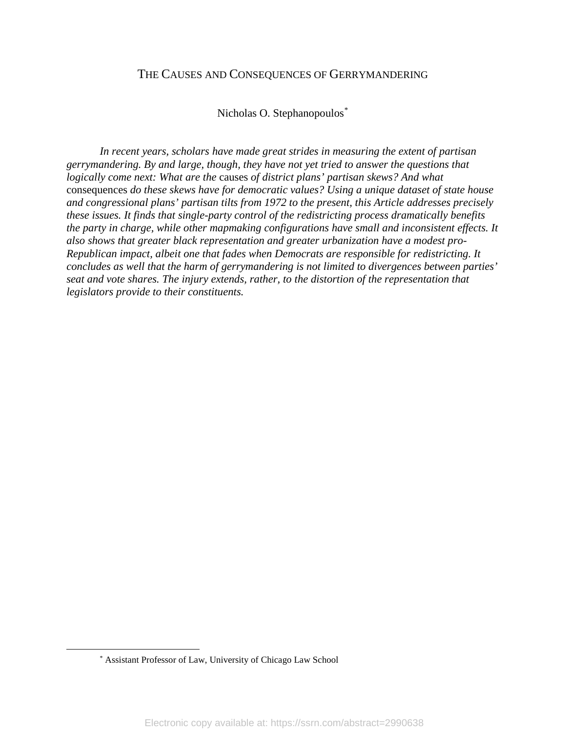# THE CAUSES AND CONSEQUENCES OF GERRYMANDERING

Nicholas O. Stephanopoulos[*]

*In recent years, scholars have made great strides in measuring the extent of partisan gerrymandering. By and large, though, they have not yet tried to answer the questions that logically come next: What are the* causes *of district plans' partisan skews? And what* consequences *do these skews have for democratic values? Using a unique dataset of state house and congressional plans' partisan tilts from 1972 to the present, this Article addresses precisely these issues. It finds that single-party control of the redistricting process dramatically benefits the party in charge, while other mapmaking configurations have small and inconsistent effects. It also shows that greater black representation and greater urbanization have a modest pro-Republican impact, albeit one that fades when Democrats are responsible for redistricting. It concludes as well that the harm of gerrymandering is not limited to divergences between parties' seat and vote shares. The injury extends, rather, to the distortion of the representation that legislators provide to their constituents.*

---

[*] Assistant Professor of Law, University of Chicago Law School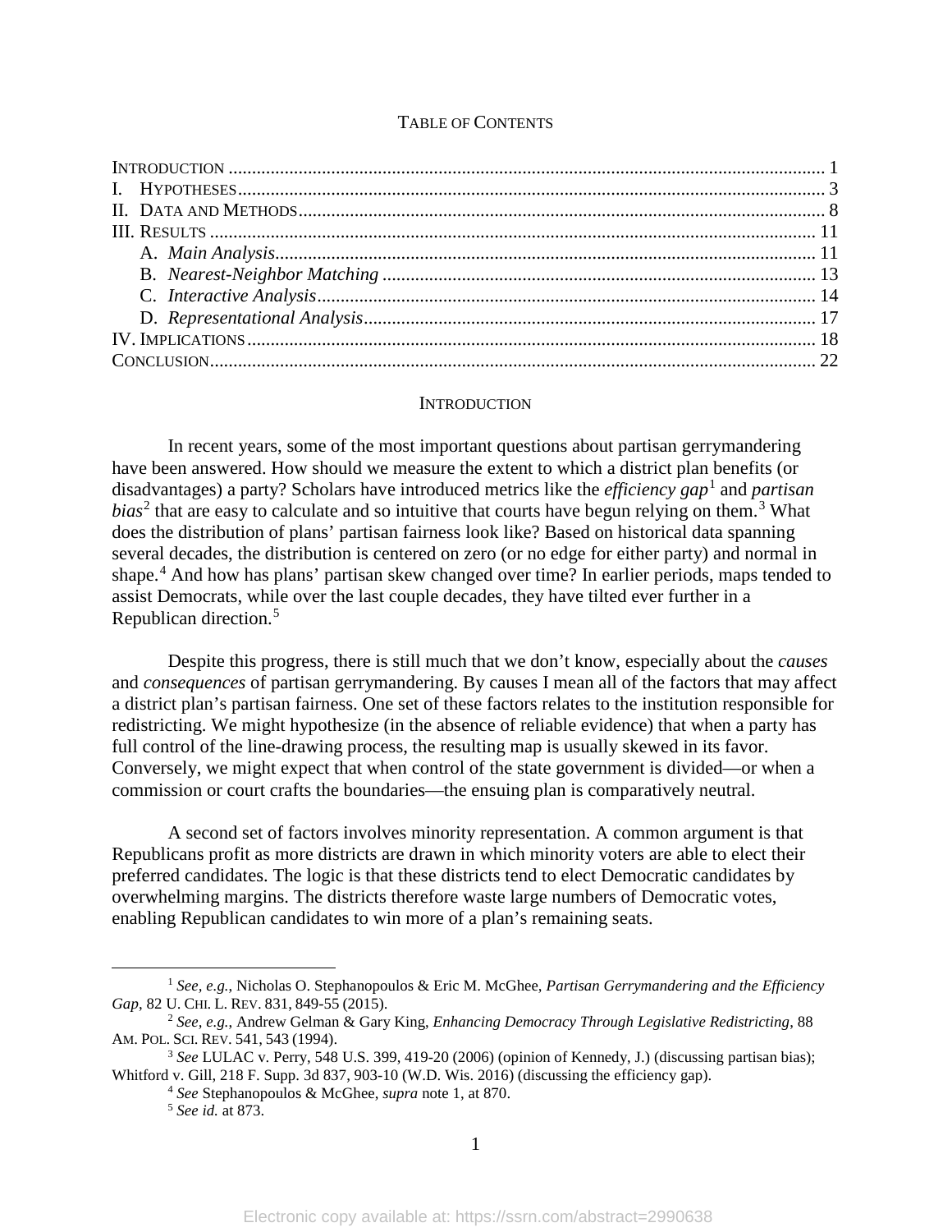TABLE OF CONTENTS

| | |
|---|---|
| INTRODUCTION | 1 |
| I. HYPOTHESES | 3 |
| II. DATA AND METHODS | 8 |
| III. RESULTS | 11 |
| A. *Main Analysis* | 11 |
| B. *Nearest-Neighbor Matching* | 13 |
| C. *Interactive Analysis* | 14 |
| D. *Representational Analysis* | 17 |
| IV. IMPLICATIONS | 18 |
| CONCLUSION | 22 |

## INTRODUCTION

In recent years, some of the most important questions about partisan gerrymandering have been answered. How should we measure the extent to which a district plan benefits (or disadvantages) a party? Scholars have introduced metrics like the *efficiency gap*[1] and *partisan bias*[2] that are easy to calculate and so intuitive that courts have begun relying on them.[3] What does the distribution of plans' partisan fairness look like? Based on historical data spanning several decades, the distribution is centered on zero (or no edge for either party) and normal in shape.[4] And how has plans' partisan skew changed over time? In earlier periods, maps tended to assist Democrats, while over the last couple decades, they have tilted ever further in a Republican direction.[5]

Despite this progress, there is still much that we don't know, especially about the *causes* and *consequences* of partisan gerrymandering. By causes I mean all of the factors that may affect a district plan's partisan fairness. One set of these factors relates to the institution responsible for redistricting. We might hypothesize (in the absence of reliable evidence) that when a party has full control of the line-drawing process, the resulting map is usually skewed in its favor. Conversely, we might expect that when control of the state government is divided—or when a commission or court crafts the boundaries—the ensuing plan is comparatively neutral.

A second set of factors involves minority representation. A common argument is that Republicans profit as more districts are drawn in which minority voters are able to elect their preferred candidates. The logic is that these districts tend to elect Democratic candidates by overwhelming margins. The districts therefore waste large numbers of Democratic votes, enabling Republican candidates to win more of a plan's remaining seats.

---

[1] *See, e.g.*, Nicholas O. Stephanopoulos & Eric M. McGhee, *Partisan Gerrymandering and the Efficiency Gap*, 82 U. CHI. L. REV. 831, 849-55 (2015).

[2] *See, e.g.*, Andrew Gelman & Gary King, *Enhancing Democracy Through Legislative Redistricting*, 88 AM. POL. SCI. REV. 541, 543 (1994).

[3] *See* LULAC v. Perry, 548 U.S. 399, 419-20 (2006) (opinion of Kennedy, J.) (discussing partisan bias); Whitford v. Gill, 218 F. Supp. 3d 837, 903-10 (W.D. Wis. 2016) (discussing the efficiency gap).

[4] *See* Stephanopoulos & McGhee, *supra* note 1, at 870.

[5] *See id.* at 873.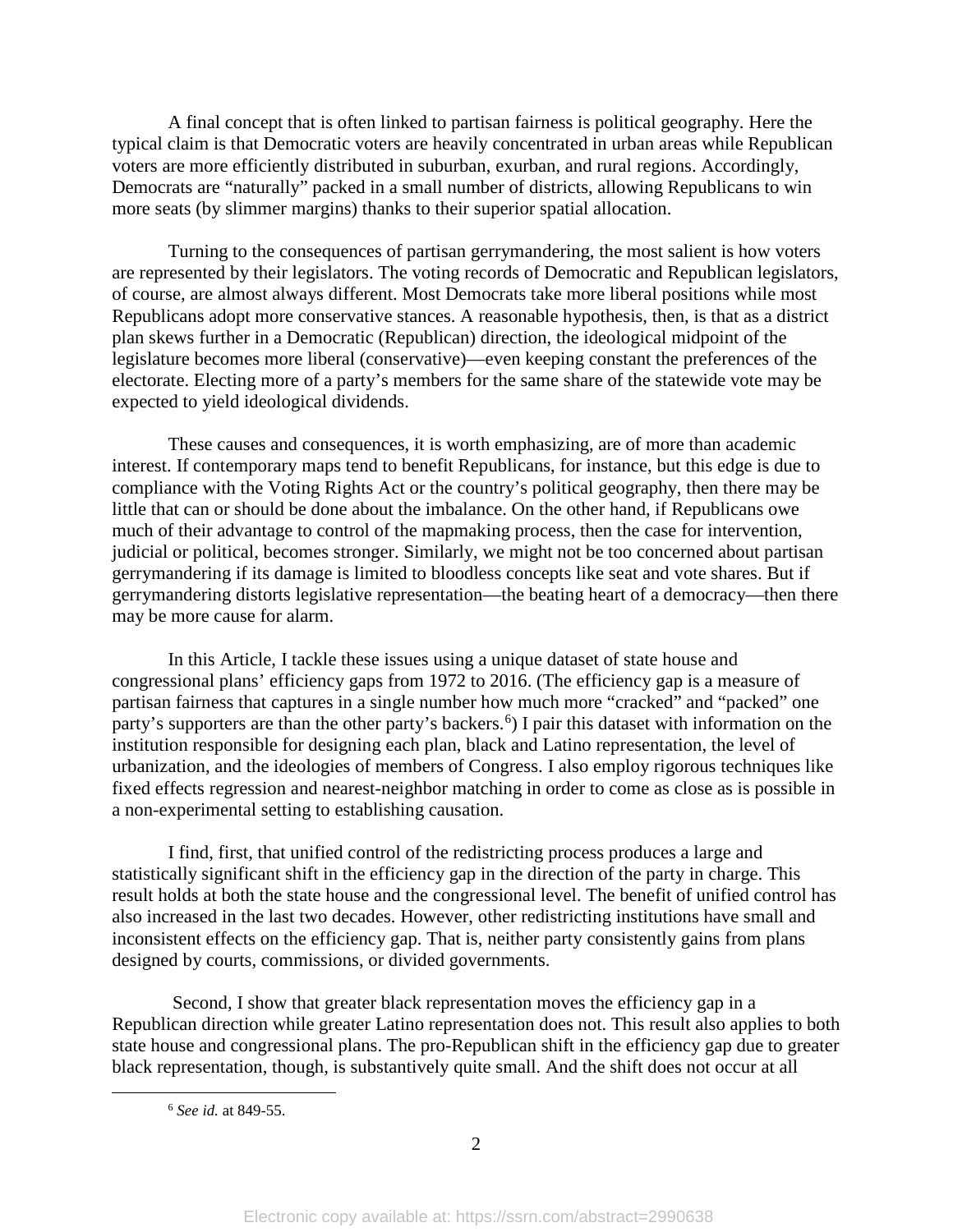A final concept that is often linked to partisan fairness is political geography. Here the typical claim is that Democratic voters are heavily concentrated in urban areas while Republican voters are more efficiently distributed in suburban, exurban, and rural regions. Accordingly, Democrats are "naturally" packed in a small number of districts, allowing Republicans to win more seats (by slimmer margins) thanks to their superior spatial allocation.

Turning to the consequences of partisan gerrymandering, the most salient is how voters are represented by their legislators. The voting records of Democratic and Republican legislators, of course, are almost always different. Most Democrats take more liberal positions while most Republicans adopt more conservative stances. A reasonable hypothesis, then, is that as a district plan skews further in a Democratic (Republican) direction, the ideological midpoint of the legislature becomes more liberal (conservative)—even keeping constant the preferences of the electorate. Electing more of a party's members for the same share of the statewide vote may be expected to yield ideological dividends.

These causes and consequences, it is worth emphasizing, are of more than academic interest. If contemporary maps tend to benefit Republicans, for instance, but this edge is due to compliance with the Voting Rights Act or the country's political geography, then there may be little that can or should be done about the imbalance. On the other hand, if Republicans owe much of their advantage to control of the mapmaking process, then the case for intervention, judicial or political, becomes stronger. Similarly, we might not be too concerned about partisan gerrymandering if its damage is limited to bloodless concepts like seat and vote shares. But if gerrymandering distorts legislative representation—the beating heart of a democracy—then there may be more cause for alarm.

In this Article, I tackle these issues using a unique dataset of state house and congressional plans' efficiency gaps from 1972 to 2016. (The efficiency gap is a measure of partisan fairness that captures in a single number how much more "cracked" and "packed" one party's supporters are than the other party's backers.[6]) I pair this dataset with information on the institution responsible for designing each plan, black and Latino representation, the level of urbanization, and the ideologies of members of Congress. I also employ rigorous techniques like fixed effects regression and nearest-neighbor matching in order to come as close as is possible in a non-experimental setting to establishing causation.

I find, first, that unified control of the redistricting process produces a large and statistically significant shift in the efficiency gap in the direction of the party in charge. This result holds at both the state house and the congressional level. The benefit of unified control has also increased in the last two decades. However, other redistricting institutions have small and inconsistent effects on the efficiency gap. That is, neither party consistently gains from plans designed by courts, commissions, or divided governments.

Second, I show that greater black representation moves the efficiency gap in a Republican direction while greater Latino representation does not. This result also applies to both state house and congressional plans. The pro-Republican shift in the efficiency gap due to greater black representation, though, is substantively quite small. And the shift does not occur at all

---

[6] *See id.* at 849-55.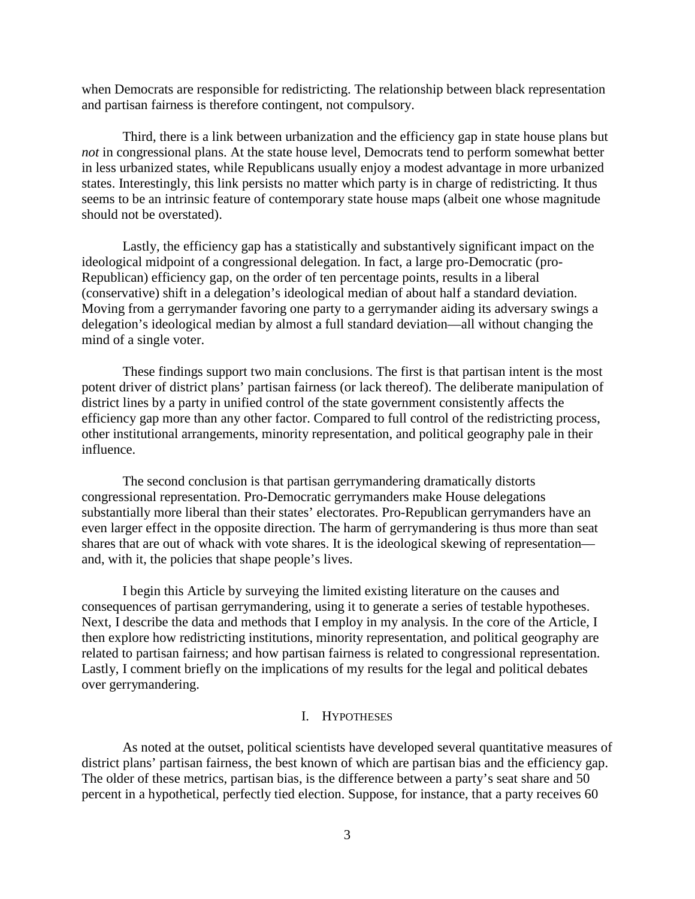when Democrats are responsible for redistricting. The relationship between black representation and partisan fairness is therefore contingent, not compulsory.

Third, there is a link between urbanization and the efficiency gap in state house plans but *not* in congressional plans. At the state house level, Democrats tend to perform somewhat better in less urbanized states, while Republicans usually enjoy a modest advantage in more urbanized states. Interestingly, this link persists no matter which party is in charge of redistricting. It thus seems to be an intrinsic feature of contemporary state house maps (albeit one whose magnitude should not be overstated).

Lastly, the efficiency gap has a statistically and substantively significant impact on the ideological midpoint of a congressional delegation. In fact, a large pro-Democratic (pro-Republican) efficiency gap, on the order of ten percentage points, results in a liberal (conservative) shift in a delegation's ideological median of about half a standard deviation. Moving from a gerrymander favoring one party to a gerrymander aiding its adversary swings a delegation's ideological median by almost a full standard deviation—all without changing the mind of a single voter.

These findings support two main conclusions. The first is that partisan intent is the most potent driver of district plans' partisan fairness (or lack thereof). The deliberate manipulation of district lines by a party in unified control of the state government consistently affects the efficiency gap more than any other factor. Compared to full control of the redistricting process, other institutional arrangements, minority representation, and political geography pale in their influence.

The second conclusion is that partisan gerrymandering dramatically distorts congressional representation. Pro-Democratic gerrymanders make House delegations substantially more liberal than their states' electorates. Pro-Republican gerrymanders have an even larger effect in the opposite direction. The harm of gerrymandering is thus more than seat shares that are out of whack with vote shares. It is the ideological skewing of representation—and, with it, the policies that shape people's lives.

I begin this Article by surveying the limited existing literature on the causes and consequences of partisan gerrymandering, using it to generate a series of testable hypotheses. Next, I describe the data and methods that I employ in my analysis. In the core of the Article, I then explore how redistricting institutions, minority representation, and political geography are related to partisan fairness; and how partisan fairness is related to congressional representation. Lastly, I comment briefly on the implications of my results for the legal and political debates over gerrymandering.

## I. Hypotheses

As noted at the outset, political scientists have developed several quantitative measures of district plans' partisan fairness, the best known of which are partisan bias and the efficiency gap. The older of these metrics, partisan bias, is the difference between a party's seat share and 50 percent in a hypothetical, perfectly tied election. Suppose, for instance, that a party receives 60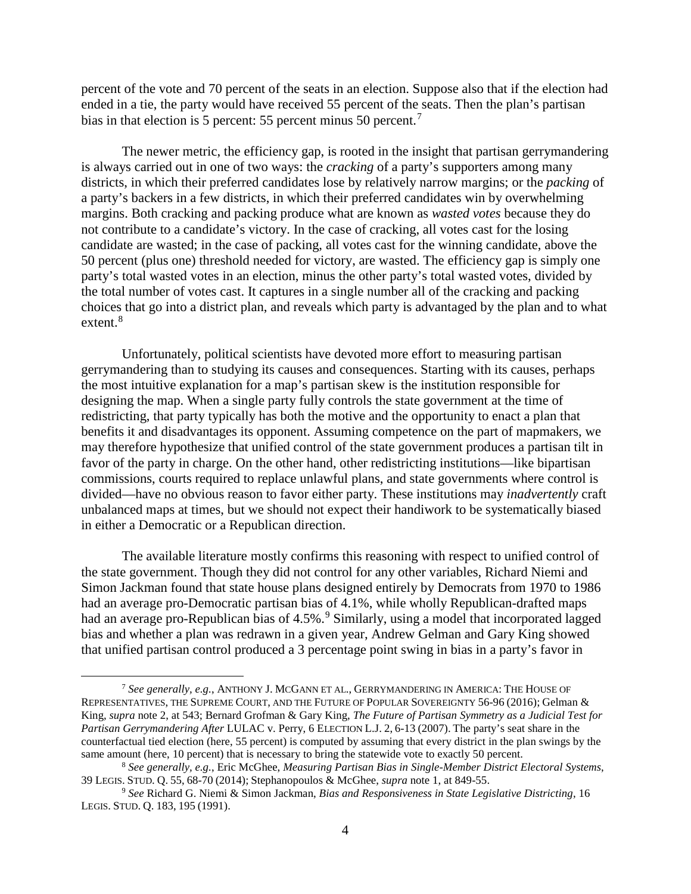percent of the vote and 70 percent of the seats in an election. Suppose also that if the election had ended in a tie, the party would have received 55 percent of the seats. Then the plan's partisan bias in that election is 5 percent: 55 percent minus 50 percent.[7]

The newer metric, the efficiency gap, is rooted in the insight that partisan gerrymandering is always carried out in one of two ways: the *cracking* of a party's supporters among many districts, in which their preferred candidates lose by relatively narrow margins; or the *packing* of a party's backers in a few districts, in which their preferred candidates win by overwhelming margins. Both cracking and packing produce what are known as *wasted votes* because they do not contribute to a candidate's victory. In the case of cracking, all votes cast for the losing candidate are wasted; in the case of packing, all votes cast for the winning candidate, above the 50 percent (plus one) threshold needed for victory, are wasted. The efficiency gap is simply one party's total wasted votes in an election, minus the other party's total wasted votes, divided by the total number of votes cast. It captures in a single number all of the cracking and packing choices that go into a district plan, and reveals which party is advantaged by the plan and to what extent.[8]

Unfortunately, political scientists have devoted more effort to measuring partisan gerrymandering than to studying its causes and consequences. Starting with its causes, perhaps the most intuitive explanation for a map's partisan skew is the institution responsible for designing the map. When a single party fully controls the state government at the time of redistricting, that party typically has both the motive and the opportunity to enact a plan that benefits it and disadvantages its opponent. Assuming competence on the part of mapmakers, we may therefore hypothesize that unified control of the state government produces a partisan tilt in favor of the party in charge. On the other hand, other redistricting institutions—like bipartisan commissions, courts required to replace unlawful plans, and state governments where control is divided—have no obvious reason to favor either party. These institutions may *inadvertently* craft unbalanced maps at times, but we should not expect their handiwork to be systematically biased in either a Democratic or a Republican direction.

The available literature mostly confirms this reasoning with respect to unified control of the state government. Though they did not control for any other variables, Richard Niemi and Simon Jackman found that state house plans designed entirely by Democrats from 1970 to 1986 had an average pro-Democratic partisan bias of 4.1%, while wholly Republican-drafted maps had an average pro-Republican bias of 4.5%.[9] Similarly, using a model that incorporated lagged bias and whether a plan was redrawn in a given year, Andrew Gelman and Gary King showed that unified partisan control produced a 3 percentage point swing in bias in a party's favor in

---

[7] *See generally, e.g.*, ANTHONY J. MCGANN ET AL., GERRYMANDERING IN AMERICA: THE HOUSE OF REPRESENTATIVES, THE SUPREME COURT, AND THE FUTURE OF POPULAR SOVEREIGNTY 56-96 (2016); Gelman & King, *supra* note 2, at 543; Bernard Grofman & Gary King, *The Future of Partisan Symmetry as a Judicial Test for Partisan Gerrymandering After* LULAC v. Perry, 6 ELECTION L.J. 2, 6-13 (2007). The party's seat share in the counterfactual tied election (here, 55 percent) is computed by assuming that every district in the plan swings by the same amount (here, 10 percent) that is necessary to bring the statewide vote to exactly 50 percent.

[8] *See generally, e.g.*, Eric McGhee, *Measuring Partisan Bias in Single-Member District Electoral Systems*, 39 LEGIS. STUD. Q. 55, 68-70 (2014); Stephanopoulos & McGhee, *supra* note 1, at 849-55.

[9] *See* Richard G. Niemi & Simon Jackman, *Bias and Responsiveness in State Legislative Districting*, 16 LEGIS. STUD. Q. 183, 195 (1991).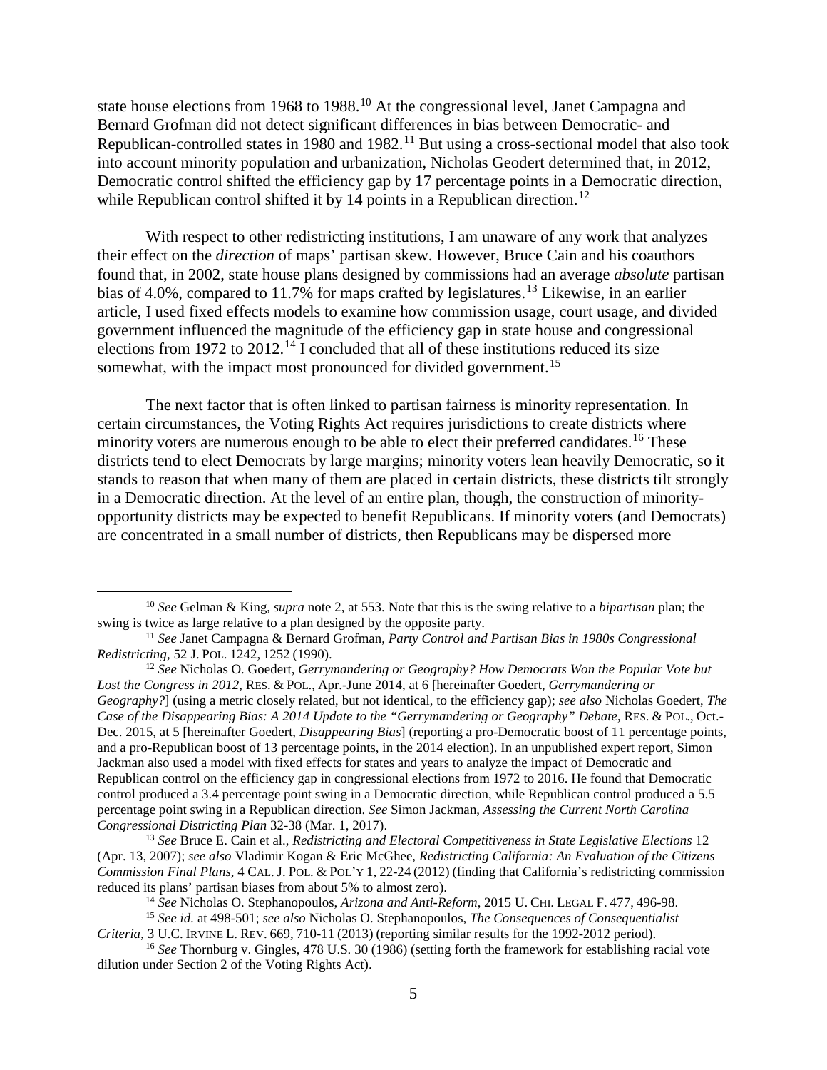state house elections from 1968 to 1988.[10] At the congressional level, Janet Campagna and Bernard Grofman did not detect significant differences in bias between Democratic- and Republican-controlled states in 1980 and 1982.[11] But using a cross-sectional model that also took into account minority population and urbanization, Nicholas Geodert determined that, in 2012, Democratic control shifted the efficiency gap by 17 percentage points in a Democratic direction, while Republican control shifted it by 14 points in a Republican direction.[12]

With respect to other redistricting institutions, I am unaware of any work that analyzes their effect on the *direction* of maps' partisan skew. However, Bruce Cain and his coauthors found that, in 2002, state house plans designed by commissions had an average *absolute* partisan bias of 4.0%, compared to 11.7% for maps crafted by legislatures.[13] Likewise, in an earlier article, I used fixed effects models to examine how commission usage, court usage, and divided government influenced the magnitude of the efficiency gap in state house and congressional elections from 1972 to 2012.[14] I concluded that all of these institutions reduced its size somewhat, with the impact most pronounced for divided government.[15]

The next factor that is often linked to partisan fairness is minority representation. In certain circumstances, the Voting Rights Act requires jurisdictions to create districts where minority voters are numerous enough to be able to elect their preferred candidates.[16] These districts tend to elect Democrats by large margins; minority voters lean heavily Democratic, so it stands to reason that when many of them are placed in certain districts, these districts tilt strongly in a Democratic direction. At the level of an entire plan, though, the construction of minority-opportunity districts may be expected to benefit Republicans. If minority voters (and Democrats) are concentrated in a small number of districts, then Republicans may be dispersed more

---

[10] *See* Gelman & King, *supra* note 2, at 553. Note that this is the swing relative to a *bipartisan* plan; the swing is twice as large relative to a plan designed by the opposite party.

[11] *See* Janet Campagna & Bernard Grofman, *Party Control and Partisan Bias in 1980s Congressional Redistricting*, 52 J. POL. 1242, 1252 (1990).

[12] *See* Nicholas O. Goedert, *Gerrymandering or Geography? How Democrats Won the Popular Vote but Lost the Congress in 2012*, RES. & POL., Apr.-June 2014, at 6 [hereinafter Goedert, *Gerrymandering or Geography?*] (using a metric closely related, but not identical, to the efficiency gap); *see also* Nicholas Goedert, *The Case of the Disappearing Bias: A 2014 Update to the "Gerrymandering or Geography" Debate*, RES. & POL., Oct.-Dec. 2015, at 5 [hereinafter Goedert, *Disappearing Bias*] (reporting a pro-Democratic boost of 11 percentage points, and a pro-Republican boost of 13 percentage points, in the 2014 election). In an unpublished expert report, Simon Jackman also used a model with fixed effects for states and years to analyze the impact of Democratic and Republican control on the efficiency gap in congressional elections from 1972 to 2016. He found that Democratic control produced a 3.4 percentage point swing in a Democratic direction, while Republican control produced a 5.5 percentage point swing in a Republican direction. *See* Simon Jackman, *Assessing the Current North Carolina Congressional Districting Plan* 32-38 (Mar. 1, 2017).

[13] *See* Bruce E. Cain et al., *Redistricting and Electoral Competitiveness in State Legislative Elections* 12 (Apr. 13, 2007); *see also* Vladimir Kogan & Eric McGhee, *Redistricting California: An Evaluation of the Citizens Commission Final Plans*, 4 CAL. J. POL. & POL'Y 1, 22-24 (2012) (finding that California's redistricting commission reduced its plans' partisan biases from about 5% to almost zero).

[14] *See* Nicholas O. Stephanopoulos, *Arizona and Anti-Reform*, 2015 U. CHI. LEGAL F. 477, 496-98.

[15] *See id.* at 498-501; *see also* Nicholas O. Stephanopoulos, *The Consequences of Consequentialist Criteria*, 3 U.C. IRVINE L. REV. 669, 710-11 (2013) (reporting similar results for the 1992-2012 period).

[16] *See* Thornburg v. Gingles, 478 U.S. 30 (1986) (setting forth the framework for establishing racial vote dilution under Section 2 of the Voting Rights Act).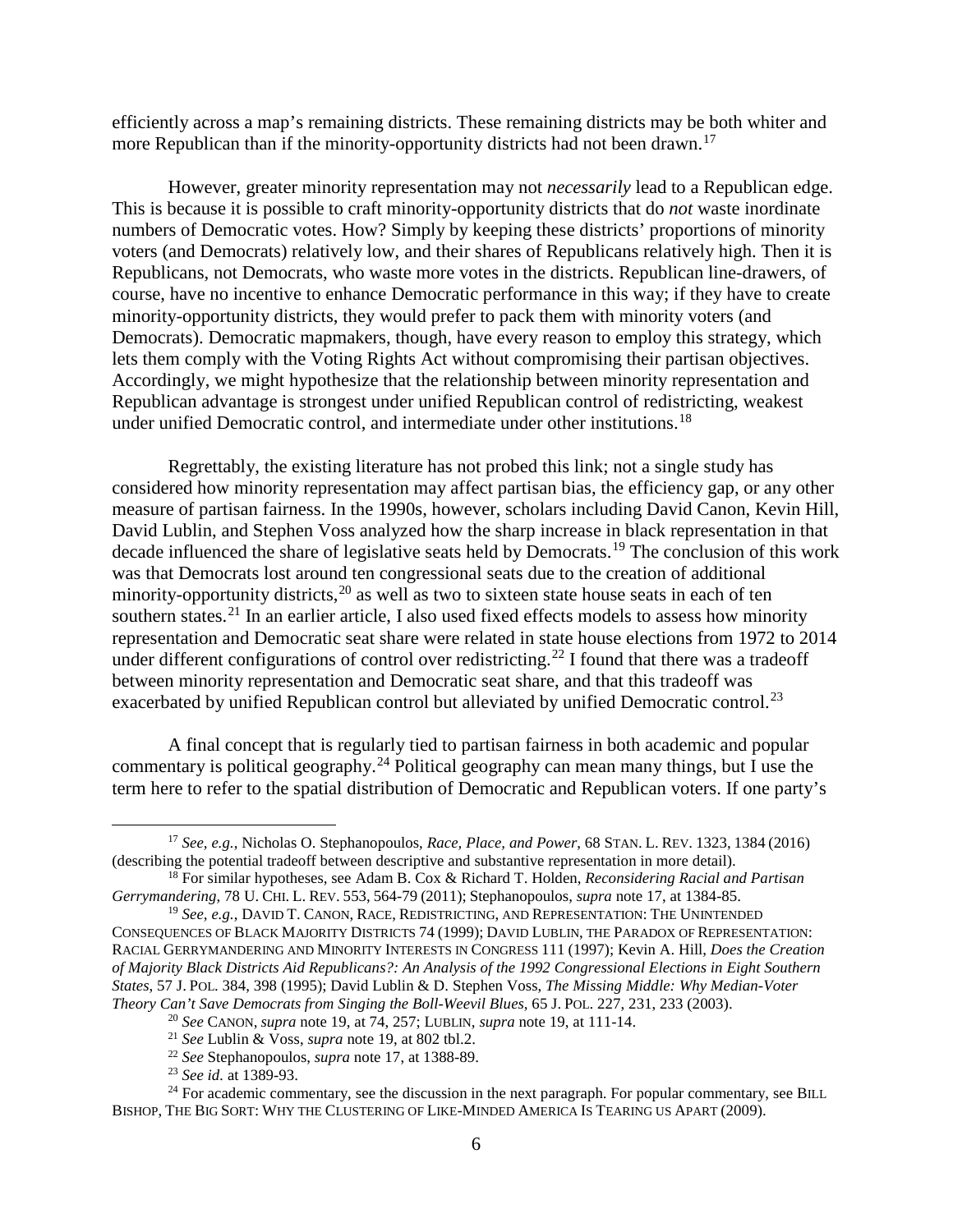efficiently across a map's remaining districts. These remaining districts may be both whiter and more Republican than if the minority-opportunity districts had not been drawn.[17]

However, greater minority representation may not *necessarily* lead to a Republican edge. This is because it is possible to craft minority-opportunity districts that do *not* waste inordinate numbers of Democratic votes. How? Simply by keeping these districts' proportions of minority voters (and Democrats) relatively low, and their shares of Republicans relatively high. Then it is Republicans, not Democrats, who waste more votes in the districts. Republican line-drawers, of course, have no incentive to enhance Democratic performance in this way; if they have to create minority-opportunity districts, they would prefer to pack them with minority voters (and Democrats). Democratic mapmakers, though, have every reason to employ this strategy, which lets them comply with the Voting Rights Act without compromising their partisan objectives. Accordingly, we might hypothesize that the relationship between minority representation and Republican advantage is strongest under unified Republican control of redistricting, weakest under unified Democratic control, and intermediate under other institutions.[18]

Regrettably, the existing literature has not probed this link; not a single study has considered how minority representation may affect partisan bias, the efficiency gap, or any other measure of partisan fairness. In the 1990s, however, scholars including David Canon, Kevin Hill, David Lublin, and Stephen Voss analyzed how the sharp increase in black representation in that decade influenced the share of legislative seats held by Democrats.[19] The conclusion of this work was that Democrats lost around ten congressional seats due to the creation of additional minority-opportunity districts,[20] as well as two to sixteen state house seats in each of ten southern states.[21] In an earlier article, I also used fixed effects models to assess how minority representation and Democratic seat share were related in state house elections from 1972 to 2014 under different configurations of control over redistricting.[22] I found that there was a tradeoff between minority representation and Democratic seat share, and that this tradeoff was exacerbated by unified Republican control but alleviated by unified Democratic control.[23]

A final concept that is regularly tied to partisan fairness in both academic and popular commentary is political geography.[24] Political geography can mean many things, but I use the term here to refer to the spatial distribution of Democratic and Republican voters. If one party's

---

[17] *See, e.g.*, Nicholas O. Stephanopoulos, *Race, Place, and Power*, 68 STAN. L. REV. 1323, 1384 (2016) (describing the potential tradeoff between descriptive and substantive representation in more detail).

[18] For similar hypotheses, see Adam B. Cox & Richard T. Holden, *Reconsidering Racial and Partisan Gerrymandering*, 78 U. CHI. L. REV. 553, 564-79 (2011); Stephanopoulos, *supra* note 17, at 1384-85.

[19] *See, e.g.*, DAVID T. CANON, RACE, REDISTRICTING, AND REPRESENTATION: THE UNINTENDED CONSEQUENCES OF BLACK MAJORITY DISTRICTS 74 (1999); DAVID LUBLIN, THE PARADOX OF REPRESENTATION: RACIAL GERRYMANDERING AND MINORITY INTERESTS IN CONGRESS 111 (1997); Kevin A. Hill, *Does the Creation of Majority Black Districts Aid Republicans?: An Analysis of the 1992 Congressional Elections in Eight Southern States*, 57 J. POL. 384, 398 (1995); David Lublin & D. Stephen Voss, *The Missing Middle: Why Median-Voter Theory Can't Save Democrats from Singing the Boll-Weevil Blues*, 65 J. POL. 227, 231, 233 (2003).

[20] *See* CANON, *supra* note 19, at 74, 257; LUBLIN, *supra* note 19, at 111-14.

[21] *See* Lublin & Voss, *supra* note 19, at 802 tbl.2.

[22] *See* Stephanopoulos, *supra* note 17, at 1388-89.

[23] *See id.* at 1389-93.

[24] For academic commentary, see the discussion in the next paragraph. For popular commentary, see BILL BISHOP, THE BIG SORT: WHY THE CLUSTERING OF LIKE-MINDED AMERICA IS TEARING US APART (2009).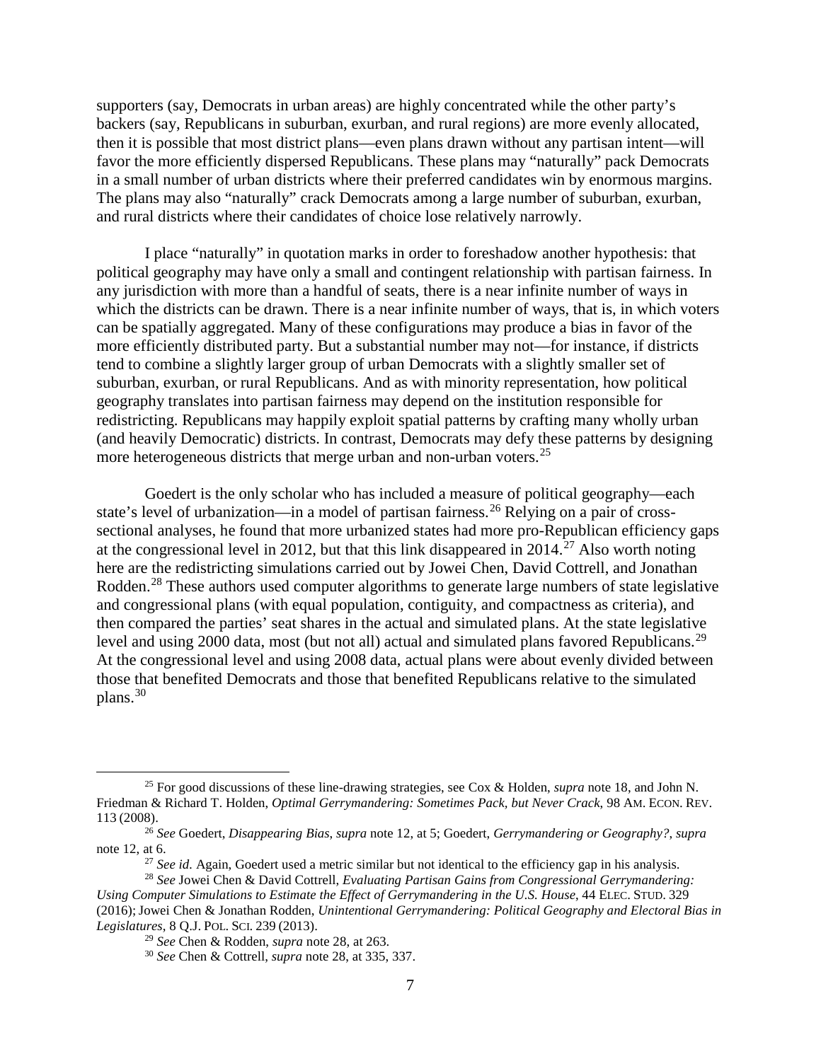supporters (say, Democrats in urban areas) are highly concentrated while the other party's backers (say, Republicans in suburban, exurban, and rural regions) are more evenly allocated, then it is possible that most district plans—even plans drawn without any partisan intent—will favor the more efficiently dispersed Republicans. These plans may "naturally" pack Democrats in a small number of urban districts where their preferred candidates win by enormous margins. The plans may also "naturally" crack Democrats among a large number of suburban, exurban, and rural districts where their candidates of choice lose relatively narrowly.

I place "naturally" in quotation marks in order to foreshadow another hypothesis: that political geography may have only a small and contingent relationship with partisan fairness. In any jurisdiction with more than a handful of seats, there is a near infinite number of ways in which the districts can be drawn. There is a near infinite number of ways, that is, in which voters can be spatially aggregated. Many of these configurations may produce a bias in favor of the more efficiently distributed party. But a substantial number may not—for instance, if districts tend to combine a slightly larger group of urban Democrats with a slightly smaller set of suburban, exurban, or rural Republicans. And as with minority representation, how political geography translates into partisan fairness may depend on the institution responsible for redistricting. Republicans may happily exploit spatial patterns by crafting many wholly urban (and heavily Democratic) districts. In contrast, Democrats may defy these patterns by designing more heterogeneous districts that merge urban and non-urban voters.[25]

Goedert is the only scholar who has included a measure of political geography—each state's level of urbanization—in a model of partisan fairness.[26] Relying on a pair of cross-sectional analyses, he found that more urbanized states had more pro-Republican efficiency gaps at the congressional level in 2012, but that this link disappeared in 2014.[27] Also worth noting here are the redistricting simulations carried out by Jowei Chen, David Cottrell, and Jonathan Rodden.[28] These authors used computer algorithms to generate large numbers of state legislative and congressional plans (with equal population, contiguity, and compactness as criteria), and then compared the parties' seat shares in the actual and simulated plans. At the state legislative level and using 2000 data, most (but not all) actual and simulated plans favored Republicans.[29] At the congressional level and using 2008 data, actual plans were about evenly divided between those that benefited Democrats and those that benefited Republicans relative to the simulated plans.[30]

---

[25] For good discussions of these line-drawing strategies, see Cox & Holden, *supra* note 18, and John N. Friedman & Richard T. Holden, *Optimal Gerrymandering: Sometimes Pack, but Never Crack*, 98 AM. ECON. REV. 113 (2008).

[26] *See* Goedert, *Disappearing Bias*, *supra* note 12, at 5; Goedert, *Gerrymandering or Geography?*, *supra* note 12, at 6.

[27] *See id.* Again, Goedert used a metric similar but not identical to the efficiency gap in his analysis.

[28] *See* Jowei Chen & David Cottrell, *Evaluating Partisan Gains from Congressional Gerrymandering: Using Computer Simulations to Estimate the Effect of Gerrymandering in the U.S. House*, 44 ELEC. STUD. 329 (2016); Jowei Chen & Jonathan Rodden, *Unintentional Gerrymandering: Political Geography and Electoral Bias in Legislatures*, 8 Q.J. POL. SCI. 239 (2013).

[29] *See* Chen & Rodden, *supra* note 28, at 263.

[30] *See* Chen & Cottrell, *supra* note 28, at 335, 337.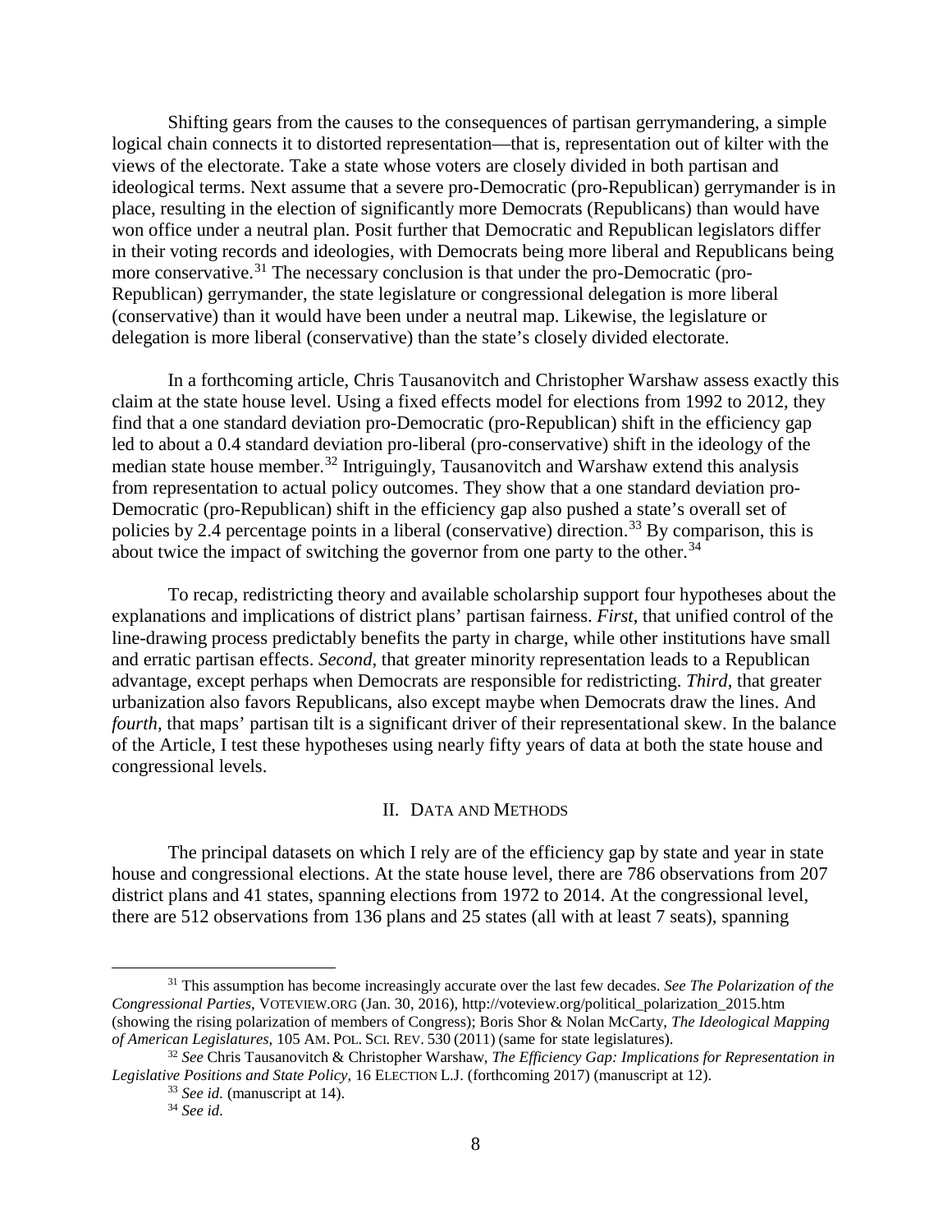Shifting gears from the causes to the consequences of partisan gerrymandering, a simple logical chain connects it to distorted representation—that is, representation out of kilter with the views of the electorate. Take a state whose voters are closely divided in both partisan and ideological terms. Next assume that a severe pro-Democratic (pro-Republican) gerrymander is in place, resulting in the election of significantly more Democrats (Republicans) than would have won office under a neutral plan. Posit further that Democratic and Republican legislators differ in their voting records and ideologies, with Democrats being more liberal and Republicans being more conservative.[31] The necessary conclusion is that under the pro-Democratic (pro-Republican) gerrymander, the state legislature or congressional delegation is more liberal (conservative) than it would have been under a neutral map. Likewise, the legislature or delegation is more liberal (conservative) than the state's closely divided electorate.

In a forthcoming article, Chris Tausanovitch and Christopher Warshaw assess exactly this claim at the state house level. Using a fixed effects model for elections from 1992 to 2012, they find that a one standard deviation pro-Democratic (pro-Republican) shift in the efficiency gap led to about a 0.4 standard deviation pro-liberal (pro-conservative) shift in the ideology of the median state house member.[32] Intriguingly, Tausanovitch and Warshaw extend this analysis from representation to actual policy outcomes. They show that a one standard deviation pro-Democratic (pro-Republican) shift in the efficiency gap also pushed a state's overall set of policies by 2.4 percentage points in a liberal (conservative) direction.[33] By comparison, this is about twice the impact of switching the governor from one party to the other.[34]

To recap, redistricting theory and available scholarship support four hypotheses about the explanations and implications of district plans' partisan fairness. *First*, that unified control of the line-drawing process predictably benefits the party in charge, while other institutions have small and erratic partisan effects. *Second*, that greater minority representation leads to a Republican advantage, except perhaps when Democrats are responsible for redistricting. *Third*, that greater urbanization also favors Republicans, also except maybe when Democrats draw the lines. And *fourth*, that maps' partisan tilt is a significant driver of their representational skew. In the balance of the Article, I test these hypotheses using nearly fifty years of data at both the state house and congressional levels.

## II. Data and Methods

The principal datasets on which I rely are of the efficiency gap by state and year in state house and congressional elections. At the state house level, there are 786 observations from 207 district plans and 41 states, spanning elections from 1972 to 2014. At the congressional level, there are 512 observations from 136 plans and 25 states (all with at least 7 seats), spanning

---

[31] This assumption has become increasingly accurate over the last few decades. *See The Polarization of the Congressional Parties*, VOTEVIEW.ORG (Jan. 30, 2016), http://voteview.org/political_polarization_2015.htm (showing the rising polarization of members of Congress); Boris Shor & Nolan McCarty, *The Ideological Mapping of American Legislatures*, 105 AM. POL. SCI. REV. 530 (2011) (same for state legislatures).

[32] *See* Chris Tausanovitch & Christopher Warshaw, *The Efficiency Gap: Implications for Representation in Legislative Positions and State Policy*, 16 ELECTION L.J. (forthcoming 2017) (manuscript at 12).

[33] *See id.* (manuscript at 14).

[34] *See id.*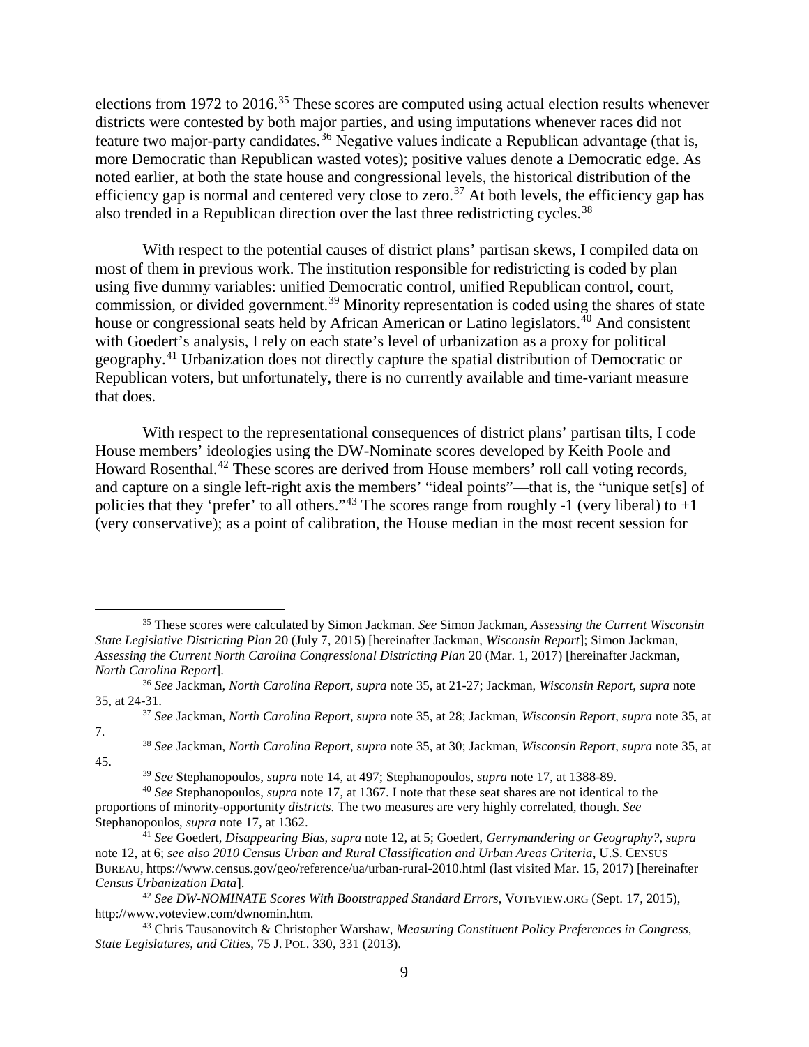elections from 1972 to 2016.[35] These scores are computed using actual election results whenever districts were contested by both major parties, and using imputations whenever races did not feature two major-party candidates.[36] Negative values indicate a Republican advantage (that is, more Democratic than Republican wasted votes); positive values denote a Democratic edge. As noted earlier, at both the state house and congressional levels, the historical distribution of the efficiency gap is normal and centered very close to zero.[37] At both levels, the efficiency gap has also trended in a Republican direction over the last three redistricting cycles.[38]

With respect to the potential causes of district plans' partisan skews, I compiled data on most of them in previous work. The institution responsible for redistricting is coded by plan using five dummy variables: unified Democratic control, unified Republican control, court, commission, or divided government.[39] Minority representation is coded using the shares of state house or congressional seats held by African American or Latino legislators.[40] And consistent with Goedert's analysis, I rely on each state's level of urbanization as a proxy for political geography.[41] Urbanization does not directly capture the spatial distribution of Democratic or Republican voters, but unfortunately, there is no currently available and time-variant measure that does.

With respect to the representational consequences of district plans' partisan tilts, I code House members' ideologies using the DW-Nominate scores developed by Keith Poole and Howard Rosenthal.[42] These scores are derived from House members' roll call voting records, and capture on a single left-right axis the members' "ideal points"—that is, the "unique set[s] of policies that they 'prefer' to all others."[43] The scores range from roughly -1 (very liberal) to +1 (very conservative); as a point of calibration, the House median in the most recent session for

---

[35] These scores were calculated by Simon Jackman. *See* Simon Jackman, *Assessing the Current Wisconsin State Legislative Districting Plan* 20 (July 7, 2015) [hereinafter Jackman, *Wisconsin Report*]; Simon Jackman, *Assessing the Current North Carolina Congressional Districting Plan* 20 (Mar. 1, 2017) [hereinafter Jackman, *North Carolina Report*].

[36] *See* Jackman, *North Carolina Report*, *supra* note 35, at 21-27; Jackman, *Wisconsin Report*, *supra* note 35, at 24-31.

[37] *See* Jackman, *North Carolina Report*, *supra* note 35, at 28; Jackman, *Wisconsin Report*, *supra* note 35, at 7.

[38] *See* Jackman, *North Carolina Report*, *supra* note 35, at 30; Jackman, *Wisconsin Report*, *supra* note 35, at 45.

[39] *See* Stephanopoulos, *supra* note 14, at 497; Stephanopoulos, *supra* note 17, at 1388-89.

[40] *See* Stephanopoulos, *supra* note 17, at 1367. I note that these seat shares are not identical to the proportions of minority-opportunity *districts*. The two measures are very highly correlated, though. *See* Stephanopoulos, *supra* note 17, at 1362.

[41] *See* Goedert, *Disappearing Bias*, *supra* note 12, at 5; Goedert, *Gerrymandering or Geography?*, *supra* note 12, at 6; *see also 2010 Census Urban and Rural Classification and Urban Areas Criteria*, U.S. CENSUS BUREAU, https://www.census.gov/geo/reference/ua/urban-rural-2010.html (last visited Mar. 15, 2017) [hereinafter *Census Urbanization Data*].

[42] *See DW-NOMINATE Scores With Bootstrapped Standard Errors*, VOTEVIEW.ORG (Sept. 17, 2015), http://www.voteview.com/dwnomin.htm.

[43] Chris Tausanovitch & Christopher Warshaw, *Measuring Constituent Policy Preferences in Congress, State Legislatures, and Cities*, 75 J. POL. 330, 331 (2013).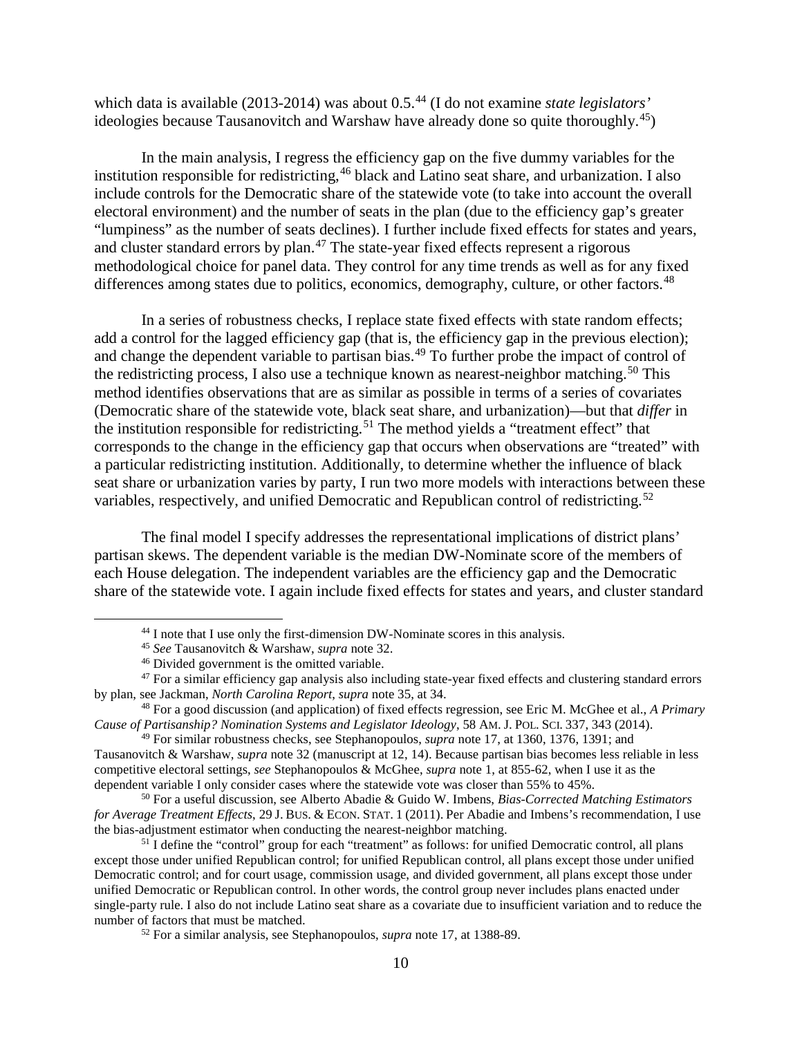which data is available (2013-2014) was about 0.5.[44] (I do not examine *state legislators'* ideologies because Tausanovitch and Warshaw have already done so quite thoroughly.[45])

In the main analysis, I regress the efficiency gap on the five dummy variables for the institution responsible for redistricting,[46] black and Latino seat share, and urbanization. I also include controls for the Democratic share of the statewide vote (to take into account the overall electoral environment) and the number of seats in the plan (due to the efficiency gap's greater "lumpiness" as the number of seats declines). I further include fixed effects for states and years, and cluster standard errors by plan.[47] The state-year fixed effects represent a rigorous methodological choice for panel data. They control for any time trends as well as for any fixed differences among states due to politics, economics, demography, culture, or other factors.[48]

In a series of robustness checks, I replace state fixed effects with state random effects; add a control for the lagged efficiency gap (that is, the efficiency gap in the previous election); and change the dependent variable to partisan bias.[49] To further probe the impact of control of the redistricting process, I also use a technique known as nearest-neighbor matching.[50] This method identifies observations that are as similar as possible in terms of a series of covariates (Democratic share of the statewide vote, black seat share, and urbanization)—but that *differ* in the institution responsible for redistricting.[51] The method yields a "treatment effect" that corresponds to the change in the efficiency gap that occurs when observations are "treated" with a particular redistricting institution. Additionally, to determine whether the influence of black seat share or urbanization varies by party, I run two more models with interactions between these variables, respectively, and unified Democratic and Republican control of redistricting.[52]

The final model I specify addresses the representational implications of district plans' partisan skews. The dependent variable is the median DW-Nominate score of the members of each House delegation. The independent variables are the efficiency gap and the Democratic share of the statewide vote. I again include fixed effects for states and years, and cluster standard

---

[44] I note that I use only the first-dimension DW-Nominate scores in this analysis.

[45] *See* Tausanovitch & Warshaw, *supra* note 32.

[46] Divided government is the omitted variable.

[47] For a similar efficiency gap analysis also including state-year fixed effects and clustering standard errors by plan, see Jackman, *North Carolina Report*, *supra* note 35, at 34.

[48] For a good discussion (and application) of fixed effects regression, see Eric M. McGhee et al., *A Primary Cause of Partisanship? Nomination Systems and Legislator Ideology*, 58 AM. J. POL. SCI. 337, 343 (2014).

[49] For similar robustness checks, see Stephanopoulos, *supra* note 17, at 1360, 1376, 1391; and Tausanovitch & Warshaw, *supra* note 32 (manuscript at 12, 14). Because partisan bias becomes less reliable in less competitive electoral settings, *see* Stephanopoulos & McGhee, *supra* note 1, at 855-62, when I use it as the dependent variable I only consider cases where the statewide vote was closer than 55% to 45%.

[50] For a useful discussion, see Alberto Abadie & Guido W. Imbens, *Bias-Corrected Matching Estimators for Average Treatment Effects*, 29 J. BUS. & ECON. STAT. 1 (2011). Per Abadie and Imbens's recommendation, I use the bias-adjustment estimator when conducting the nearest-neighbor matching.

[51] I define the "control" group for each "treatment" as follows: for unified Democratic control, all plans except those under unified Republican control; for unified Republican control, all plans except those under unified Democratic control; and for court usage, commission usage, and divided government, all plans except those under unified Democratic or Republican control. In other words, the control group never includes plans enacted under single-party rule. I also do not include Latino seat share as a covariate due to insufficient variation and to reduce the number of factors that must be matched.

[52] For a similar analysis, see Stephanopoulos, *supra* note 17, at 1388-89.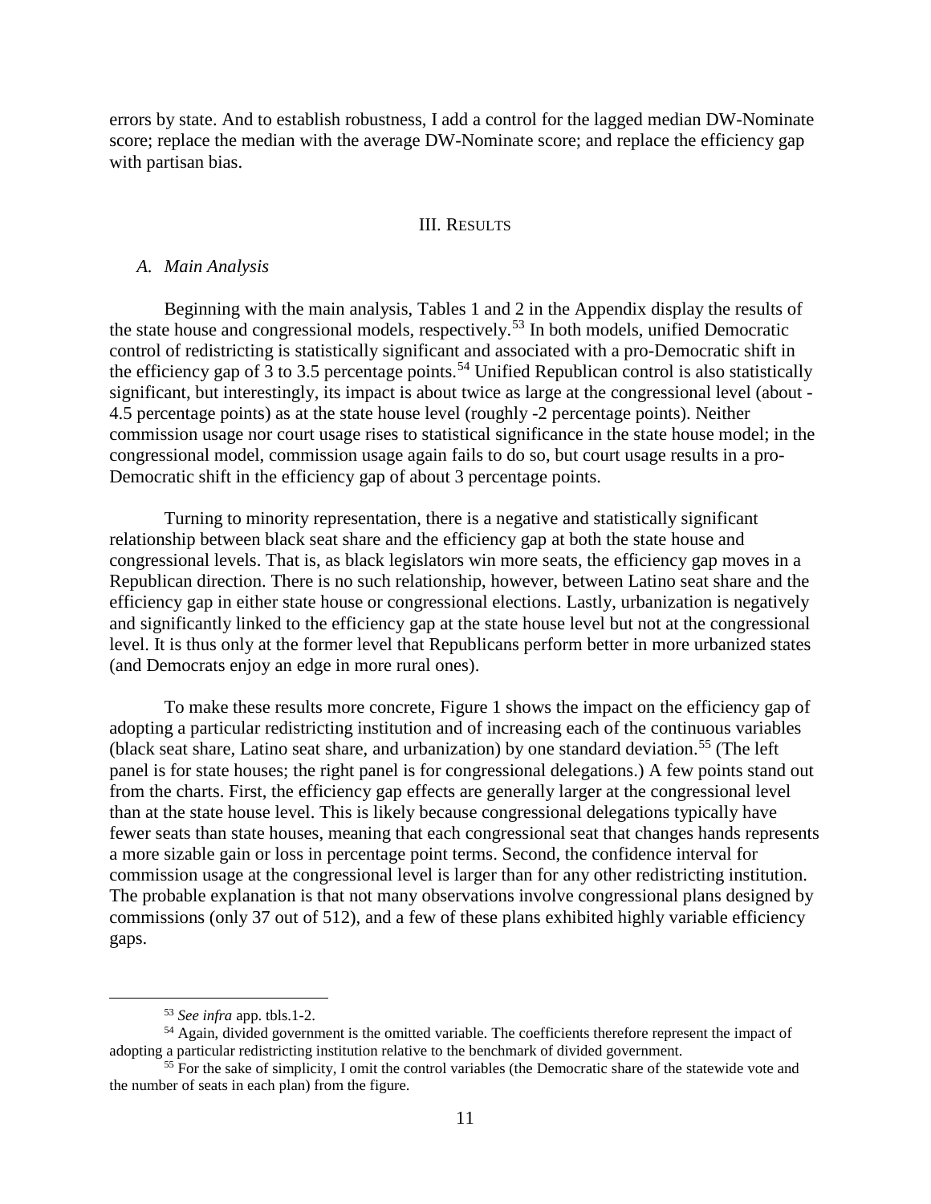errors by state. And to establish robustness, I add a control for the lagged median DW-Nominate score; replace the median with the average DW-Nominate score; and replace the efficiency gap with partisan bias.

## III. RESULTS

### *A. Main Analysis*

Beginning with the main analysis, Tables 1 and 2 in the Appendix display the results of the state house and congressional models, respectively.[53] In both models, unified Democratic control of redistricting is statistically significant and associated with a pro-Democratic shift in the efficiency gap of 3 to 3.5 percentage points.[54] Unified Republican control is also statistically significant, but interestingly, its impact is about twice as large at the congressional level (about -4.5 percentage points) as at the state house level (roughly -2 percentage points). Neither commission usage nor court usage rises to statistical significance in the state house model; in the congressional model, commission usage again fails to do so, but court usage results in a pro-Democratic shift in the efficiency gap of about 3 percentage points.

Turning to minority representation, there is a negative and statistically significant relationship between black seat share and the efficiency gap at both the state house and congressional levels. That is, as black legislators win more seats, the efficiency gap moves in a Republican direction. There is no such relationship, however, between Latino seat share and the efficiency gap in either state house or congressional elections. Lastly, urbanization is negatively and significantly linked to the efficiency gap at the state house level but not at the congressional level. It is thus only at the former level that Republicans perform better in more urbanized states (and Democrats enjoy an edge in more rural ones).

To make these results more concrete, Figure 1 shows the impact on the efficiency gap of adopting a particular redistricting institution and of increasing each of the continuous variables (black seat share, Latino seat share, and urbanization) by one standard deviation.[55] (The left panel is for state houses; the right panel is for congressional delegations.) A few points stand out from the charts. First, the efficiency gap effects are generally larger at the congressional level than at the state house level. This is likely because congressional delegations typically have fewer seats than state houses, meaning that each congressional seat that changes hands represents a more sizable gain or loss in percentage point terms. Second, the confidence interval for commission usage at the congressional level is larger than for any other redistricting institution. The probable explanation is that not many observations involve congressional plans designed by commissions (only 37 out of 512), and a few of these plans exhibited highly variable efficiency gaps.

---

[53] *See infra* app. tbls.1-2.

[54] Again, divided government is the omitted variable. The coefficients therefore represent the impact of adopting a particular redistricting institution relative to the benchmark of divided government.

[55] For the sake of simplicity, I omit the control variables (the Democratic share of the statewide vote and the number of seats in each plan) from the figure.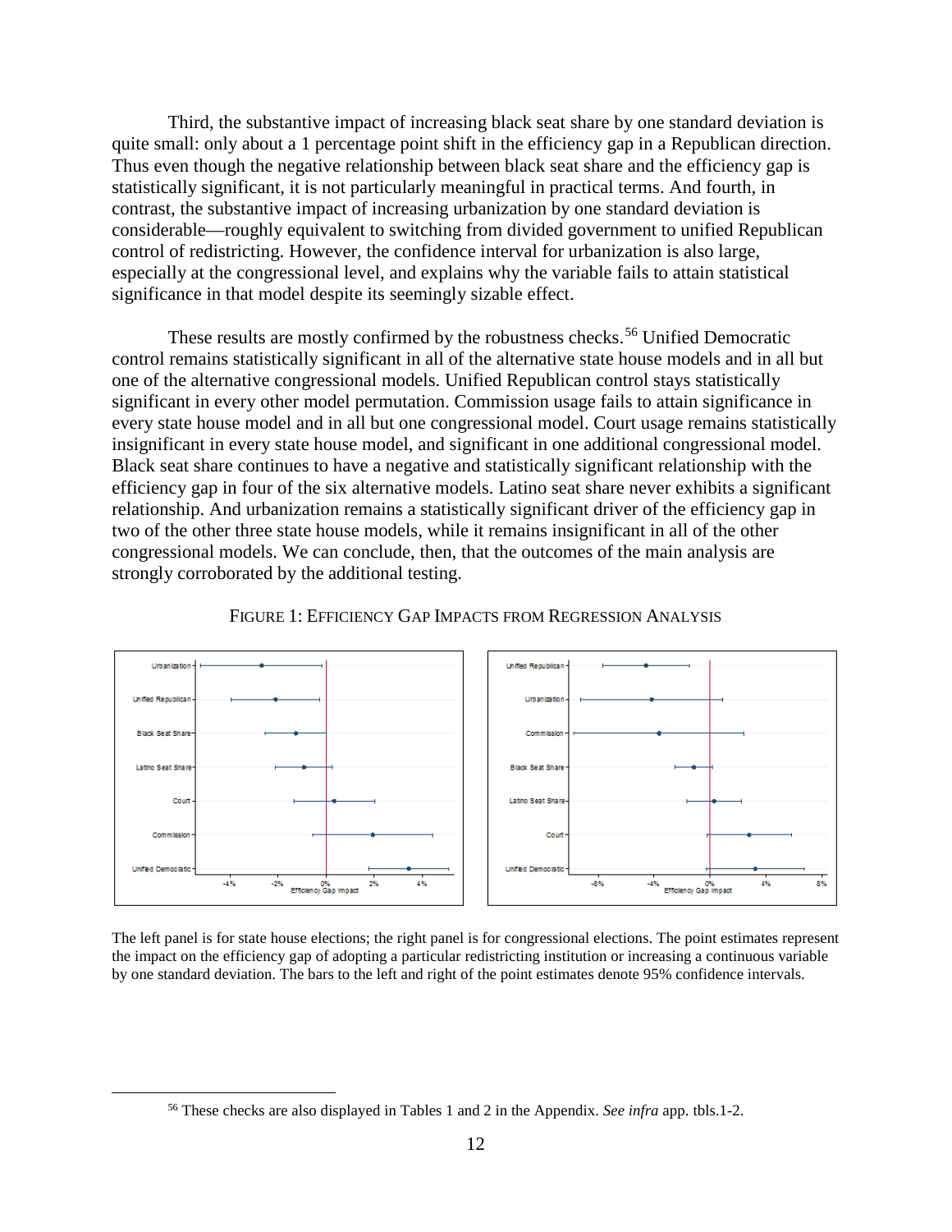Third, the substantive impact of increasing black seat share by one standard deviation is quite small: only about a 1 percentage point shift in the efficiency gap in a Republican direction. Thus even though the negative relationship between black seat share and the efficiency gap is statistically significant, it is not particularly meaningful in practical terms. And fourth, in contrast, the substantive impact of increasing urbanization by one standard deviation is considerable—roughly equivalent to switching from divided government to unified Republican control of redistricting. However, the confidence interval for urbanization is also large, especially at the congressional level, and explains why the variable fails to attain statistical significance in that model despite its seemingly sizable effect.

These results are mostly confirmed by the robustness checks.[56] Unified Democratic control remains statistically significant in all of the alternative state house models and in all but one of the alternative congressional models. Unified Republican control stays statistically significant in every other model permutation. Commission usage fails to attain significance in every state house model and in all but one congressional model. Court usage remains statistically insignificant in every state house model, and significant in one additional congressional model. Black seat share continues to have a negative and statistically significant relationship with the efficiency gap in four of the six alternative models. Latino seat share never exhibits a significant relationship. And urbanization remains a statistically significant driver of the efficiency gap in two of the other three state house models, while it remains insignificant in all of the other congressional models. We can conclude, then, that the outcomes of the main analysis are strongly corroborated by the additional testing.

FIGURE 1: EFFICIENCY GAP IMPACTS FROM REGRESSION ANALYSIS

Urbanization
Unified Republican
Black Seat Share
Latino Seat Share
Court
Commission
Unified Democratic
-4% -2% 0% 2% 4%
Efficiency Gap Impact

Unified Republican
Urbanization
Commission
Black Seat Share
Latino Seat Share
Court
Unified Democratic
-8% -4% 0% 4% 8%
Efficiency Gap Impact

The left panel is for state house elections; the right panel is for congressional elections. The point estimates represent the impact on the efficiency gap of adopting a particular redistricting institution or increasing a continuous variable by one standard deviation. The bars to the left and right of the point estimates denote 95% confidence intervals.

[56] These checks are also displayed in Tables 1 and 2 in the Appendix. *See infra* app. tbls.1-2.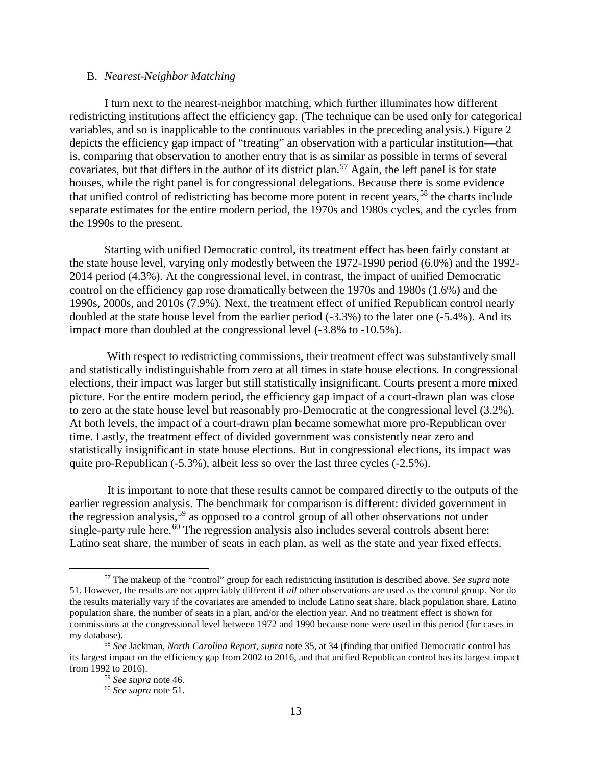### B. *Nearest-Neighbor Matching*

I turn next to the nearest-neighbor matching, which further illuminates how different redistricting institutions affect the efficiency gap. (The technique can be used only for categorical variables, and so is inapplicable to the continuous variables in the preceding analysis.) Figure 2 depicts the efficiency gap impact of "treating" an observation with a particular institution—that is, comparing that observation to another entry that is as similar as possible in terms of several covariates, but that differs in the author of its district plan.[57] Again, the left panel is for state houses, while the right panel is for congressional delegations. Because there is some evidence that unified control of redistricting has become more potent in recent years,[58] the charts include separate estimates for the entire modern period, the 1970s and 1980s cycles, and the cycles from the 1990s to the present.

Starting with unified Democratic control, its treatment effect has been fairly constant at the state house level, varying only modestly between the 1972-1990 period (6.0%) and the 1992-2014 period (4.3%). At the congressional level, in contrast, the impact of unified Democratic control on the efficiency gap rose dramatically between the 1970s and 1980s (1.6%) and the 1990s, 2000s, and 2010s (7.9%). Next, the treatment effect of unified Republican control nearly doubled at the state house level from the earlier period (-3.3%) to the later one (-5.4%). And its impact more than doubled at the congressional level (-3.8% to -10.5%).

With respect to redistricting commissions, their treatment effect was substantively small and statistically indistinguishable from zero at all times in state house elections. In congressional elections, their impact was larger but still statistically insignificant. Courts present a more mixed picture. For the entire modern period, the efficiency gap impact of a court-drawn plan was close to zero at the state house level but reasonably pro-Democratic at the congressional level (3.2%). At both levels, the impact of a court-drawn plan became somewhat more pro-Republican over time. Lastly, the treatment effect of divided government was consistently near zero and statistically insignificant in state house elections. But in congressional elections, its impact was quite pro-Republican (-5.3%), albeit less so over the last three cycles (-2.5%).

It is important to note that these results cannot be compared directly to the outputs of the earlier regression analysis. The benchmark for comparison is different: divided government in the regression analysis,[59] as opposed to a control group of all other observations not under single-party rule here.[60] The regression analysis also includes several controls absent here: Latino seat share, the number of seats in each plan, as well as the state and year fixed effects.

---

[57] The makeup of the "control" group for each redistricting institution is described above. *See supra* note 51. However, the results are not appreciably different if *all* other observations are used as the control group. Nor do the results materially vary if the covariates are amended to include Latino seat share, black population share, Latino population share, the number of seats in a plan, and/or the election year. And no treatment effect is shown for commissions at the congressional level between 1972 and 1990 because none were used in this period (for cases in my database).

[58] *See* Jackman, *North Carolina Report*, *supra* note 35, at 34 (finding that unified Democratic control has its largest impact on the efficiency gap from 2002 to 2016, and that unified Republican control has its largest impact from 1992 to 2016).

[59] *See supra* note 46.

[60] *See supra* note 51.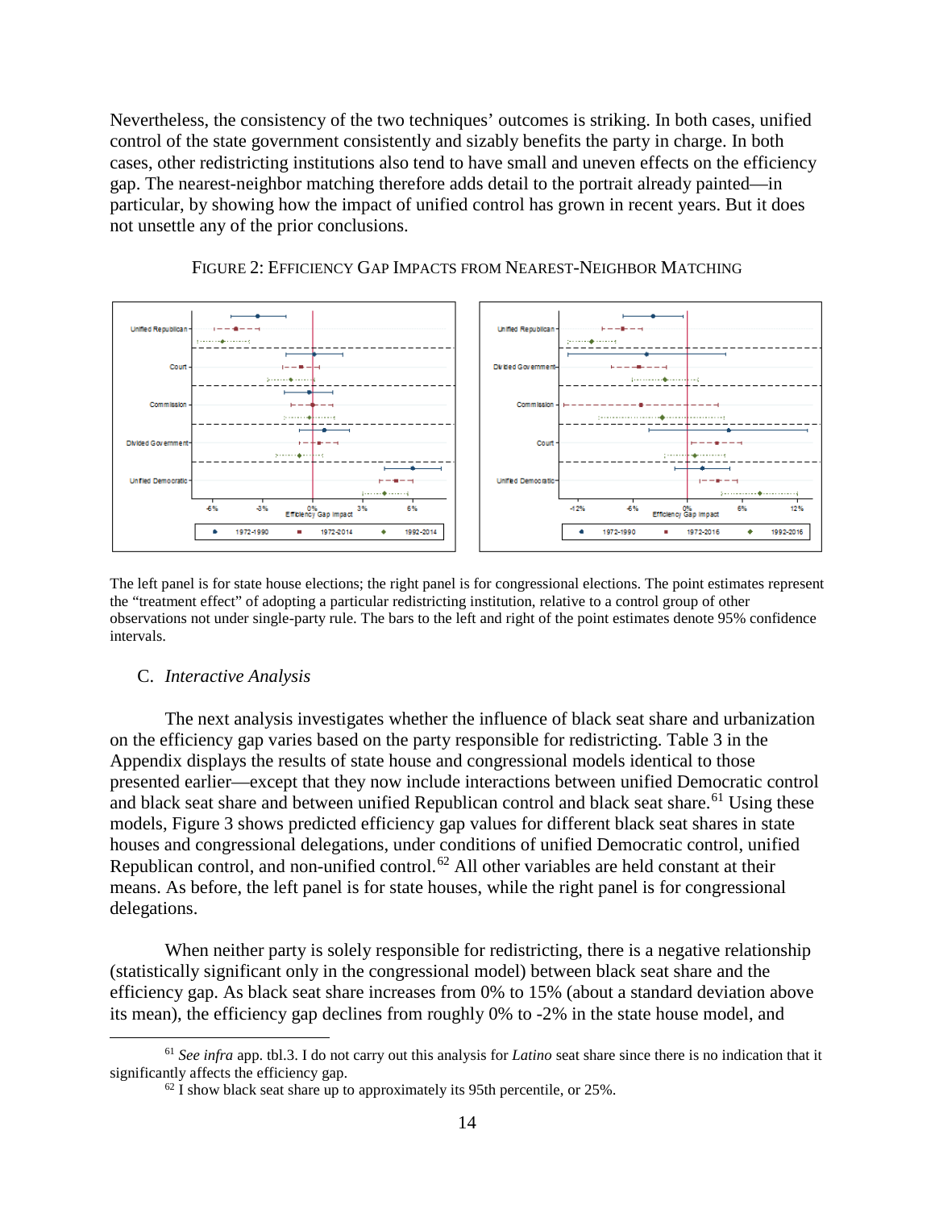Nevertheless, the consistency of the two techniques' outcomes is striking. In both cases, unified control of the state government consistently and sizably benefits the party in charge. In both cases, other redistricting institutions also tend to have small and uneven effects on the efficiency gap. The nearest-neighbor matching therefore adds detail to the portrait already painted—in particular, by showing how the impact of unified control has grown in recent years. But it does not unsettle any of the prior conclusions.

FIGURE 2: EFFICIENCY GAP IMPACTS FROM NEAREST-NEIGHBOR MATCHING

Unified Republican
Court
Commission
Divided Government
Unified Democratic
-6% -3% 0% 3% 6%
Efficiency Gap Impact
1972-1990 1972-2014 1992-2014

Unified Republican
Divided Government
Commission
Court
Unified Democratic
-12% -6% 0% 6% 12%
Efficiency Gap Impact
1972-1990 1972-2016 1992-2016

The left panel is for state house elections; the right panel is for congressional elections. The point estimates represent the "treatment effect" of adopting a particular redistricting institution, relative to a control group of other observations not under single-party rule. The bars to the left and right of the point estimates denote 95% confidence intervals.

## C. *Interactive Analysis*

The next analysis investigates whether the influence of black seat share and urbanization on the efficiency gap varies based on the party responsible for redistricting. Table 3 in the Appendix displays the results of state house and congressional models identical to those presented earlier—except that they now include interactions between unified Democratic control and black seat share and between unified Republican control and black seat share.[61] Using these models, Figure 3 shows predicted efficiency gap values for different black seat shares in state houses and congressional delegations, under conditions of unified Democratic control, unified Republican control, and non-unified control.[62] All other variables are held constant at their means. As before, the left panel is for state houses, while the right panel is for congressional delegations.

When neither party is solely responsible for redistricting, there is a negative relationship (statistically significant only in the congressional model) between black seat share and the efficiency gap. As black seat share increases from 0% to 15% (about a standard deviation above its mean), the efficiency gap declines from roughly 0% to -2% in the state house model, and

[61] *See infra* app. tbl.3. I do not carry out this analysis for *Latino* seat share since there is no indication that it significantly affects the efficiency gap.

[62] I show black seat share up to approximately its 95th percentile, or 25%.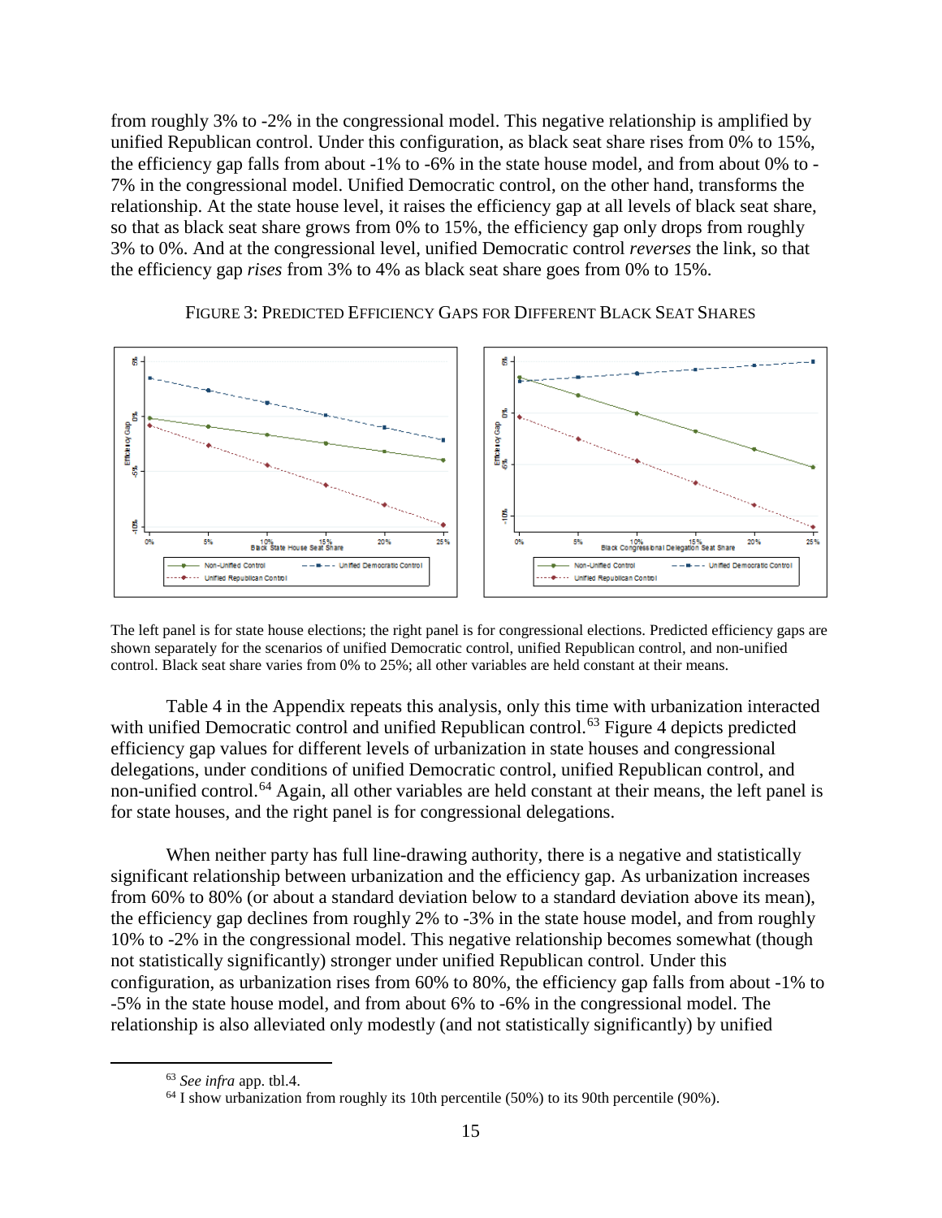from roughly 3% to -2% in the congressional model. This negative relationship is amplified by unified Republican control. Under this configuration, as black seat share rises from 0% to 15%, the efficiency gap falls from about -1% to -6% in the state house model, and from about 0% to -7% in the congressional model. Unified Democratic control, on the other hand, transforms the relationship. At the state house level, it raises the efficiency gap at all levels of black seat share, so that as black seat share grows from 0% to 15%, the efficiency gap only drops from roughly 3% to 0%. And at the congressional level, unified Democratic control *reverses* the link, so that the efficiency gap *rises* from 3% to 4% as black seat share goes from 0% to 15%.

FIGURE 3: PREDICTED EFFICIENCY GAPS FOR DIFFERENT BLACK SEAT SHARES

Efficiency Gap
5%
0%
-5%
-10%
0% 5% 10% 15% 20% 25%
Black State House Seat Share
Non-Unified Control
Unified Democratic Control
Unified Republican Control

Efficiency Gap
5%
0%
-5%
-10%
0% 5% 10% 15% 20% 25%
Black Congressional Delegation Seat Share
Non-Unified Control
Unified Democratic Control
Unified Republican Control

The left panel is for state house elections; the right panel is for congressional elections. Predicted efficiency gaps are shown separately for the scenarios of unified Democratic control, unified Republican control, and non-unified control. Black seat share varies from 0% to 25%; all other variables are held constant at their means.

Table 4 in the Appendix repeats this analysis, only this time with urbanization interacted with unified Democratic control and unified Republican control.[63] Figure 4 depicts predicted efficiency gap values for different levels of urbanization in state houses and congressional delegations, under conditions of unified Democratic control, unified Republican control, and non-unified control.[64] Again, all other variables are held constant at their means, the left panel is for state houses, and the right panel is for congressional delegations.

When neither party has full line-drawing authority, there is a negative and statistically significant relationship between urbanization and the efficiency gap. As urbanization increases from 60% to 80% (or about a standard deviation below to a standard deviation above its mean), the efficiency gap declines from roughly 2% to -3% in the state house model, and from roughly 10% to -2% in the congressional model. This negative relationship becomes somewhat (though not statistically significantly) stronger under unified Republican control. Under this configuration, as urbanization rises from 60% to 80%, the efficiency gap falls from about -1% to -5% in the state house model, and from about 6% to -6% in the congressional model. The relationship is also alleviated only modestly (and not statistically significantly) by unified

[63] *See infra* app. tbl.4.

[64] I show urbanization from roughly its 10th percentile (50%) to its 90th percentile (90%).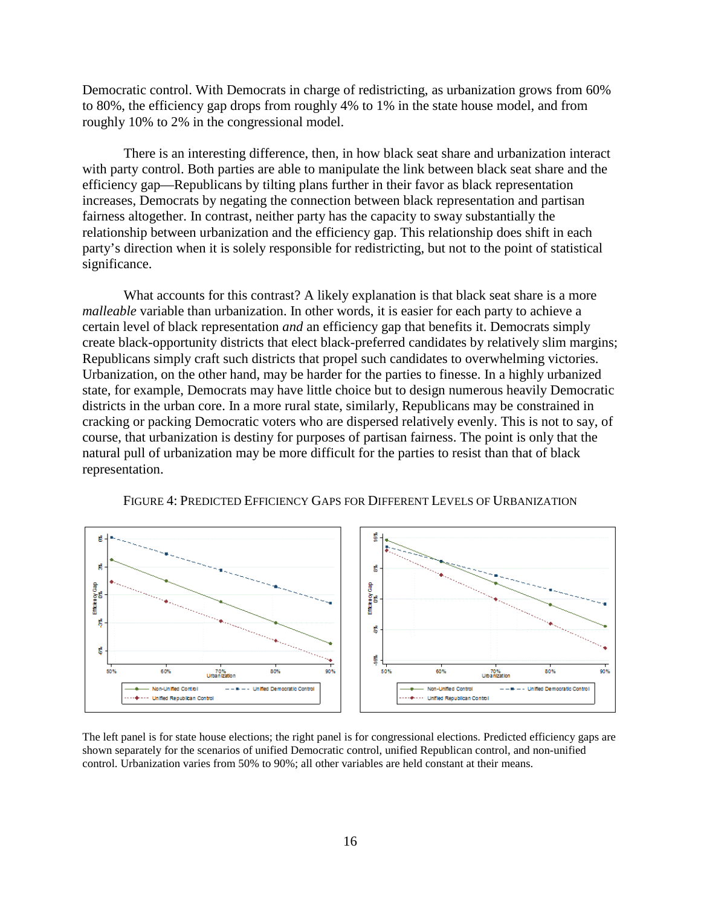Democratic control. With Democrats in charge of redistricting, as urbanization grows from 60% to 80%, the efficiency gap drops from roughly 4% to 1% in the state house model, and from roughly 10% to 2% in the congressional model.

There is an interesting difference, then, in how black seat share and urbanization interact with party control. Both parties are able to manipulate the link between black seat share and the efficiency gap—Republicans by tilting plans further in their favor as black representation increases, Democrats by negating the connection between black representation and partisan fairness altogether. In contrast, neither party has the capacity to sway substantially the relationship between urbanization and the efficiency gap. This relationship does shift in each party's direction when it is solely responsible for redistricting, but not to the point of statistical significance.

What accounts for this contrast? A likely explanation is that black seat share is a more *malleable* variable than urbanization. In other words, it is easier for each party to achieve a certain level of black representation *and* an efficiency gap that benefits it. Democrats simply create black-opportunity districts that elect black-preferred candidates by relatively slim margins; Republicans simply craft such districts that propel such candidates to overwhelming victories. Urbanization, on the other hand, may be harder for the parties to finesse. In a highly urbanized state, for example, Democrats may have little choice but to design numerous heavily Democratic districts in the urban core. In a more rural state, similarly, Republicans may be constrained in cracking or packing Democratic voters who are dispersed relatively evenly. This is not to say, of course, that urbanization is destiny for purposes of partisan fairness. The point is only that the natural pull of urbanization may be more difficult for the parties to resist than that of black representation.

FIGURE 4: PREDICTED EFFICIENCY GAPS FOR DIFFERENT LEVELS OF URBANIZATION

Left panel:
Efficiency Gap
6%
3%
0%
-3%
-6%
50%
60%
70%
80%
90%
Urbanization
Non-Unified Control
Unified Democratic Control
Unified Republican Control

Right panel:
Efficiency Gap
10%
5%
0%
-5%
-10%
50%
60%
70%
80%
90%
Urbanization
Non-Unified Control
Unified Democratic Control
Unified Republican Control

The left panel is for state house elections; the right panel is for congressional elections. Predicted efficiency gaps are shown separately for the scenarios of unified Democratic control, unified Republican control, and non-unified control. Urbanization varies from 50% to 90%; all other variables are held constant at their means.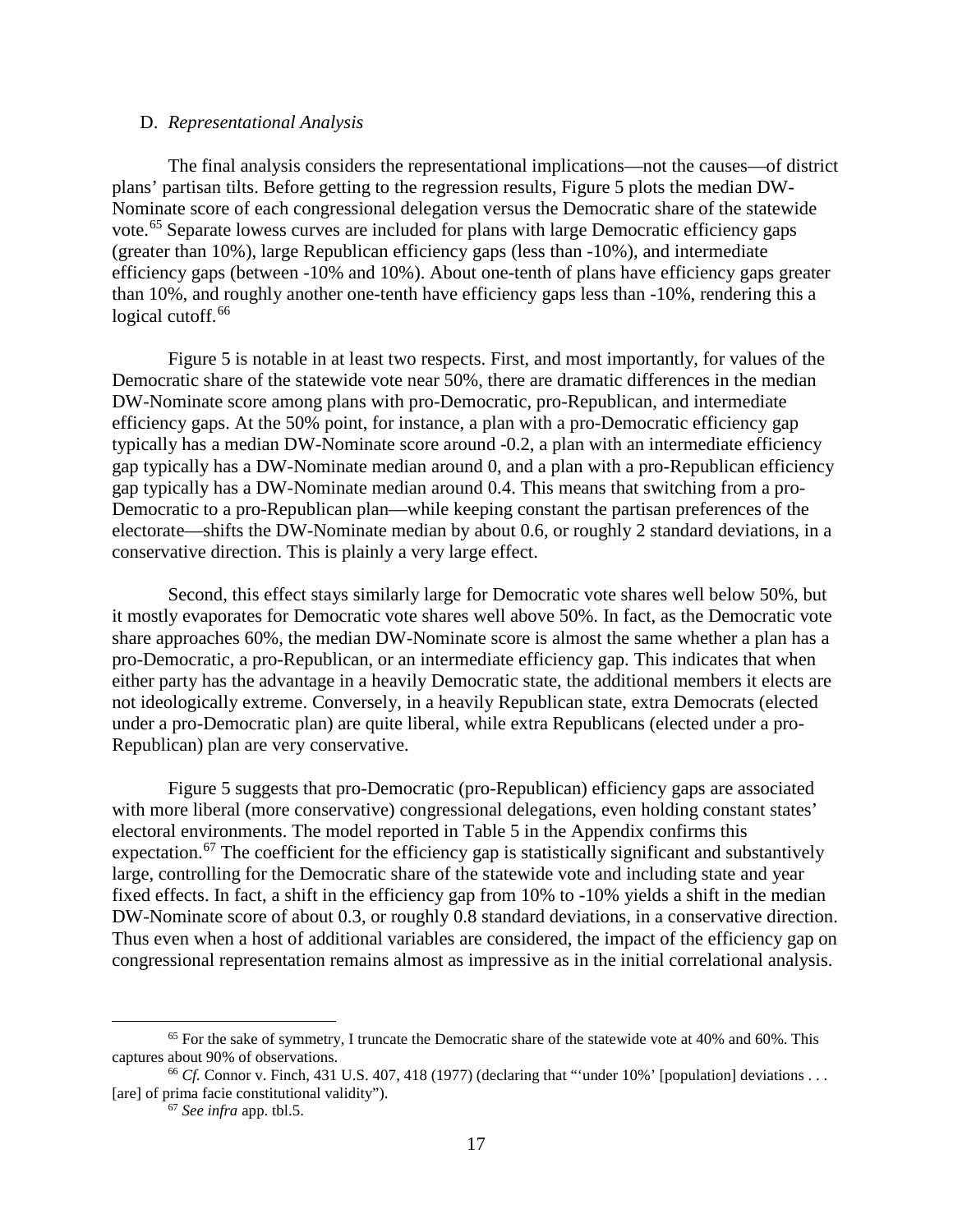### D. *Representational Analysis*

The final analysis considers the representational implications—not the causes—of district plans' partisan tilts. Before getting to the regression results, Figure 5 plots the median DW-Nominate score of each congressional delegation versus the Democratic share of the statewide vote.[65] Separate lowess curves are included for plans with large Democratic efficiency gaps (greater than 10%), large Republican efficiency gaps (less than -10%), and intermediate efficiency gaps (between -10% and 10%). About one-tenth of plans have efficiency gaps greater than 10%, and roughly another one-tenth have efficiency gaps less than -10%, rendering this a logical cutoff.[66]

Figure 5 is notable in at least two respects. First, and most importantly, for values of the Democratic share of the statewide vote near 50%, there are dramatic differences in the median DW-Nominate score among plans with pro-Democratic, pro-Republican, and intermediate efficiency gaps. At the 50% point, for instance, a plan with a pro-Democratic efficiency gap typically has a median DW-Nominate score around -0.2, a plan with an intermediate efficiency gap typically has a DW-Nominate median around 0, and a plan with a pro-Republican efficiency gap typically has a DW-Nominate median around 0.4. This means that switching from a pro-Democratic to a pro-Republican plan—while keeping constant the partisan preferences of the electorate—shifts the DW-Nominate median by about 0.6, or roughly 2 standard deviations, in a conservative direction. This is plainly a very large effect.

Second, this effect stays similarly large for Democratic vote shares well below 50%, but it mostly evaporates for Democratic vote shares well above 50%. In fact, as the Democratic vote share approaches 60%, the median DW-Nominate score is almost the same whether a plan has a pro-Democratic, a pro-Republican, or an intermediate efficiency gap. This indicates that when either party has the advantage in a heavily Democratic state, the additional members it elects are not ideologically extreme. Conversely, in a heavily Republican state, extra Democrats (elected under a pro-Democratic plan) are quite liberal, while extra Republicans (elected under a pro-Republican) plan are very conservative.

Figure 5 suggests that pro-Democratic (pro-Republican) efficiency gaps are associated with more liberal (more conservative) congressional delegations, even holding constant states' electoral environments. The model reported in Table 5 in the Appendix confirms this expectation.[67] The coefficient for the efficiency gap is statistically significant and substantively large, controlling for the Democratic share of the statewide vote and including state and year fixed effects. In fact, a shift in the efficiency gap from 10% to -10% yields a shift in the median DW-Nominate score of about 0.3, or roughly 0.8 standard deviations, in a conservative direction. Thus even when a host of additional variables are considered, the impact of the efficiency gap on congressional representation remains almost as impressive as in the initial correlational analysis.

---

[65] For the sake of symmetry, I truncate the Democratic share of the statewide vote at 40% and 60%. This captures about 90% of observations.

[66] *Cf.* Connor v. Finch, 431 U.S. 407, 418 (1977) (declaring that "'under 10%' [population] deviations . . . [are] of prima facie constitutional validity").

[67] *See infra* app. tbl.5.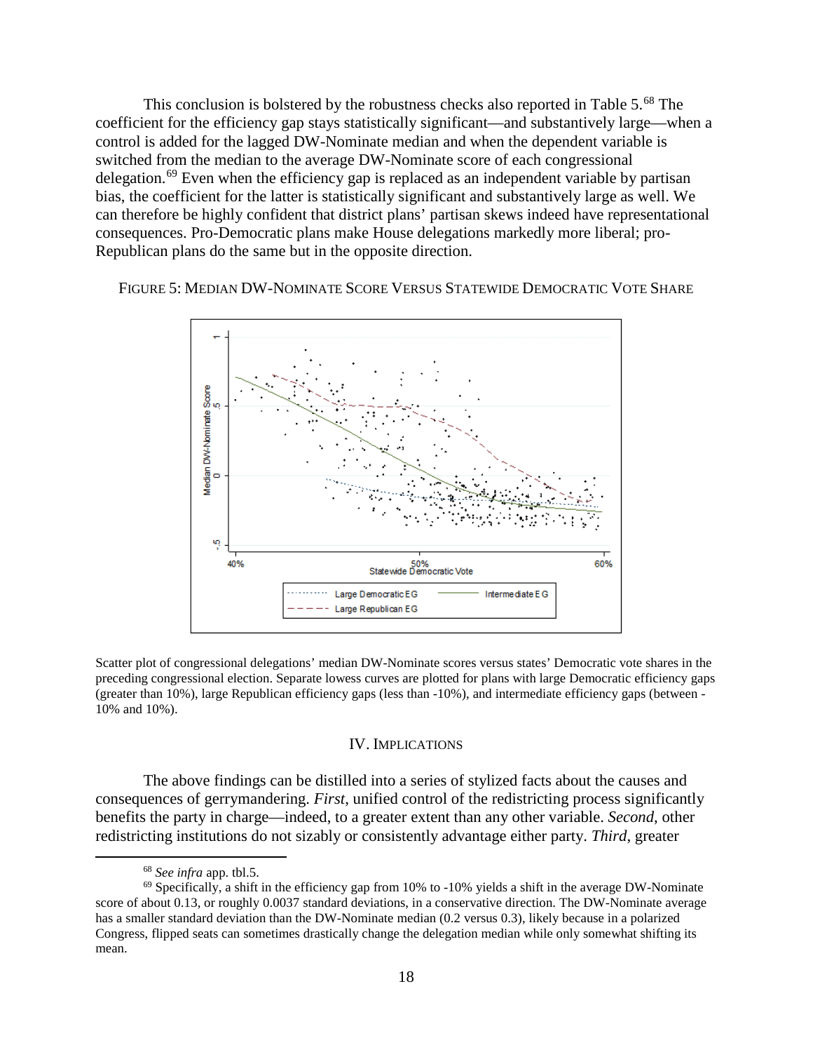This conclusion is bolstered by the robustness checks also reported in Table 5.[68] The coefficient for the efficiency gap stays statistically significant—and substantively large—when a control is added for the lagged DW-Nominate median and when the dependent variable is switched from the median to the average DW-Nominate score of each congressional delegation.[69] Even when the efficiency gap is replaced as an independent variable by partisan bias, the coefficient for the latter is statistically significant and substantively large as well. We can therefore be highly confident that district plans' partisan skews indeed have representational consequences. Pro-Democratic plans make House delegations markedly more liberal; pro-Republican plans do the same but in the opposite direction.

FIGURE 5: MEDIAN DW-NOMINATE SCORE VERSUS STATEWIDE DEMOCRATIC VOTE SHARE

Median DW-Nominate Score

1

.5

0

-.5

40%

50%

60%

Statewide Democratic Vote

Large Democratic EG

Intermediate EG

Large Republican EG

Scatter plot of congressional delegations' median DW-Nominate scores versus states' Democratic vote shares in the preceding congressional election. Separate lowess curves are plotted for plans with large Democratic efficiency gaps (greater than 10%), large Republican efficiency gaps (less than -10%), and intermediate efficiency gaps (between -10% and 10%).

## IV. IMPLICATIONS

The above findings can be distilled into a series of stylized facts about the causes and consequences of gerrymandering. *First*, unified control of the redistricting process significantly benefits the party in charge—indeed, to a greater extent than any other variable. *Second*, other redistricting institutions do not sizably or consistently advantage either party. *Third*, greater

[68] *See infra* app. tbl.5.

[69] Specifically, a shift in the efficiency gap from 10% to -10% yields a shift in the average DW-Nominate score of about 0.13, or roughly 0.0037 standard deviations, in a conservative direction. The DW-Nominate average has a smaller standard deviation than the DW-Nominate median (0.2 versus 0.3), likely because in a polarized Congress, flipped seats can sometimes drastically change the delegation median while only somewhat shifting its mean.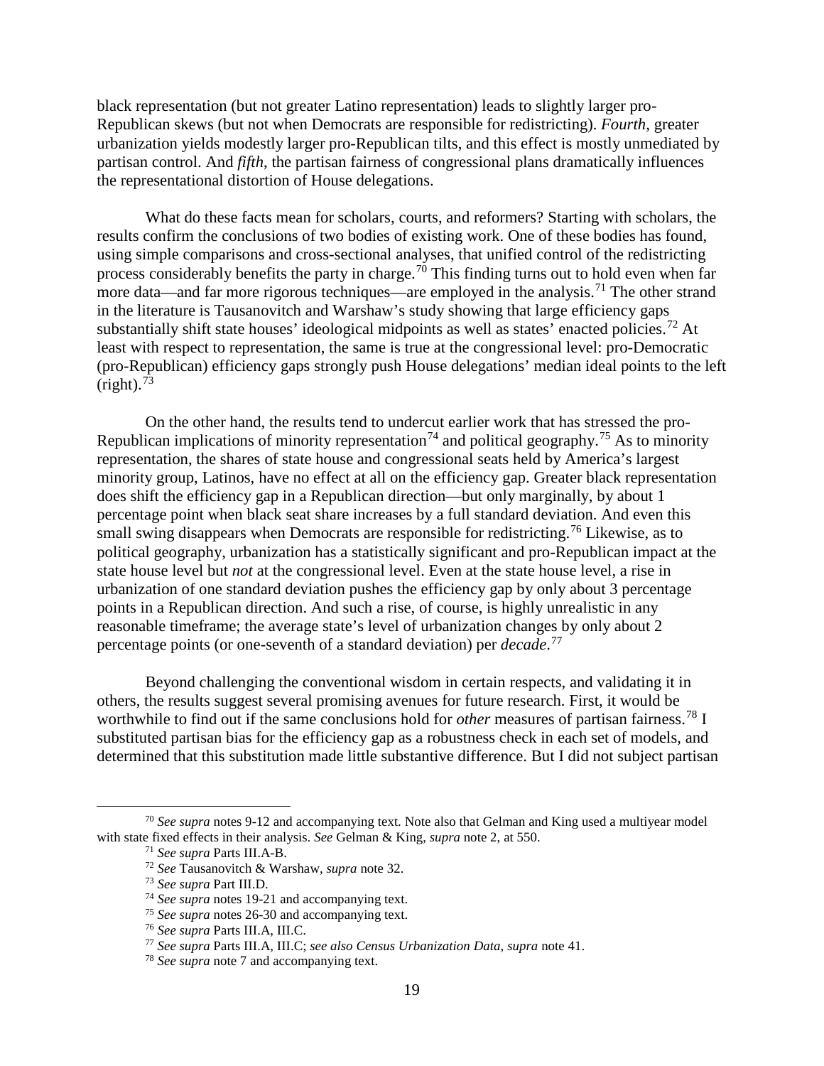black representation (but not greater Latino representation) leads to slightly larger pro-Republican skews (but not when Democrats are responsible for redistricting). *Fourth*, greater urbanization yields modestly larger pro-Republican tilts, and this effect is mostly unmediated by partisan control. And *fifth*, the partisan fairness of congressional plans dramatically influences the representational distortion of House delegations.

What do these facts mean for scholars, courts, and reformers? Starting with scholars, the results confirm the conclusions of two bodies of existing work. One of these bodies has found, using simple comparisons and cross-sectional analyses, that unified control of the redistricting process considerably benefits the party in charge.[70] This finding turns out to hold even when far more data—and far more rigorous techniques—are employed in the analysis.[71] The other strand in the literature is Tausanovitch and Warshaw's study showing that large efficiency gaps substantially shift state houses' ideological midpoints as well as states' enacted policies.[72] At least with respect to representation, the same is true at the congressional level: pro-Democratic (pro-Republican) efficiency gaps strongly push House delegations' median ideal points to the left (right).[73]

On the other hand, the results tend to undercut earlier work that has stressed the pro-Republican implications of minority representation[74] and political geography.[75] As to minority representation, the shares of state house and congressional seats held by America's largest minority group, Latinos, have no effect at all on the efficiency gap. Greater black representation does shift the efficiency gap in a Republican direction—but only marginally, by about 1 percentage point when black seat share increases by a full standard deviation. And even this small swing disappears when Democrats are responsible for redistricting.[76] Likewise, as to political geography, urbanization has a statistically significant and pro-Republican impact at the state house level but *not* at the congressional level. Even at the state house level, a rise in urbanization of one standard deviation pushes the efficiency gap by only about 3 percentage points in a Republican direction. And such a rise, of course, is highly unrealistic in any reasonable timeframe; the average state's level of urbanization changes by only about 2 percentage points (or one-seventh of a standard deviation) per *decade*.[77]

Beyond challenging the conventional wisdom in certain respects, and validating it in others, the results suggest several promising avenues for future research. First, it would be worthwhile to find out if the same conclusions hold for *other* measures of partisan fairness.[78] I substituted partisan bias for the efficiency gap as a robustness check in each set of models, and determined that this substitution made little substantive difference. But I did not subject partisan

---

[70] *See supra* notes 9-12 and accompanying text. Note also that Gelman and King used a multiyear model with state fixed effects in their analysis. *See* Gelman & King, *supra* note 2, at 550.

[71] *See supra* Parts III.A-B.

[72] *See* Tausanovitch & Warshaw, *supra* note 32.

[73] *See supra* Part III.D.

[74] *See supra* notes 19-21 and accompanying text.

[75] *See supra* notes 26-30 and accompanying text.

[76] *See supra* Parts III.A, III.C.

[77] *See supra* Parts III.A, III.C; *see also Census Urbanization Data*, *supra* note 41.

[78] *See supra* note 7 and accompanying text.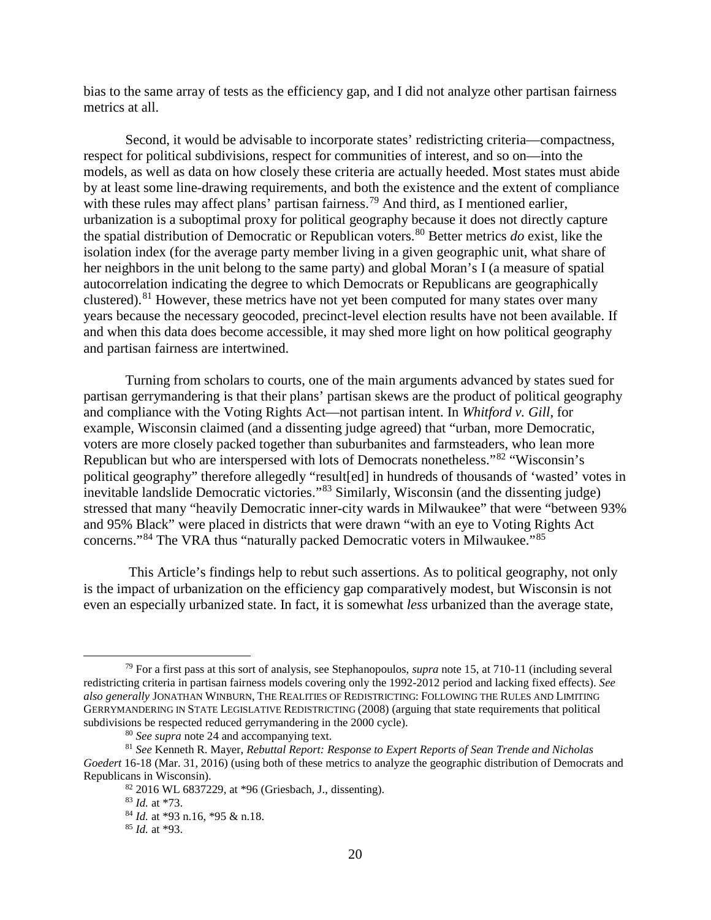bias to the same array of tests as the efficiency gap, and I did not analyze other partisan fairness metrics at all.

Second, it would be advisable to incorporate states' redistricting criteria—compactness, respect for political subdivisions, respect for communities of interest, and so on—into the models, as well as data on how closely these criteria are actually heeded. Most states must abide by at least some line-drawing requirements, and both the existence and the extent of compliance with these rules may affect plans' partisan fairness.[79] And third, as I mentioned earlier, urbanization is a suboptimal proxy for political geography because it does not directly capture the spatial distribution of Democratic or Republican voters.[80] Better metrics *do* exist, like the isolation index (for the average party member living in a given geographic unit, what share of her neighbors in the unit belong to the same party) and global Moran's I (a measure of spatial autocorrelation indicating the degree to which Democrats or Republicans are geographically clustered).[81] However, these metrics have not yet been computed for many states over many years because the necessary geocoded, precinct-level election results have not been available. If and when this data does become accessible, it may shed more light on how political geography and partisan fairness are intertwined.

Turning from scholars to courts, one of the main arguments advanced by states sued for partisan gerrymandering is that their plans' partisan skews are the product of political geography and compliance with the Voting Rights Act—not partisan intent. In *Whitford v. Gill*, for example, Wisconsin claimed (and a dissenting judge agreed) that "urban, more Democratic, voters are more closely packed together than suburbanites and farmsteaders, who lean more Republican but who are interspersed with lots of Democrats nonetheless."[82] "Wisconsin's political geography" therefore allegedly "result[ed] in hundreds of thousands of 'wasted' votes in inevitable landslide Democratic victories."[83] Similarly, Wisconsin (and the dissenting judge) stressed that many "heavily Democratic inner-city wards in Milwaukee" that were "between 93% and 95% Black" were placed in districts that were drawn "with an eye to Voting Rights Act concerns."[84] The VRA thus "naturally packed Democratic voters in Milwaukee."[85]

This Article's findings help to rebut such assertions. As to political geography, not only is the impact of urbanization on the efficiency gap comparatively modest, but Wisconsin is not even an especially urbanized state. In fact, it is somewhat *less* urbanized than the average state,

---

[79] For a first pass at this sort of analysis, see Stephanopoulos, *supra* note 15, at 710-11 (including several redistricting criteria in partisan fairness models covering only the 1992-2012 period and lacking fixed effects). *See also generally* JONATHAN WINBURN, THE REALITIES OF REDISTRICTING: FOLLOWING THE RULES AND LIMITING GERRYMANDERING IN STATE LEGISLATIVE REDISTRICTING (2008) (arguing that state requirements that political subdivisions be respected reduced gerrymandering in the 2000 cycle).

[80] *See supra* note 24 and accompanying text.

[81] *See* Kenneth R. Mayer, *Rebuttal Report: Response to Expert Reports of Sean Trende and Nicholas Goedert* 16-18 (Mar. 31, 2016) (using both of these metrics to analyze the geographic distribution of Democrats and Republicans in Wisconsin).

[82] 2016 WL 6837229, at *96 (Griesbach, J., dissenting).

[83] *Id.* at *73.

[84] *Id.* at *93 n.16, *95 & n.18.

[85] *Id.* at *93.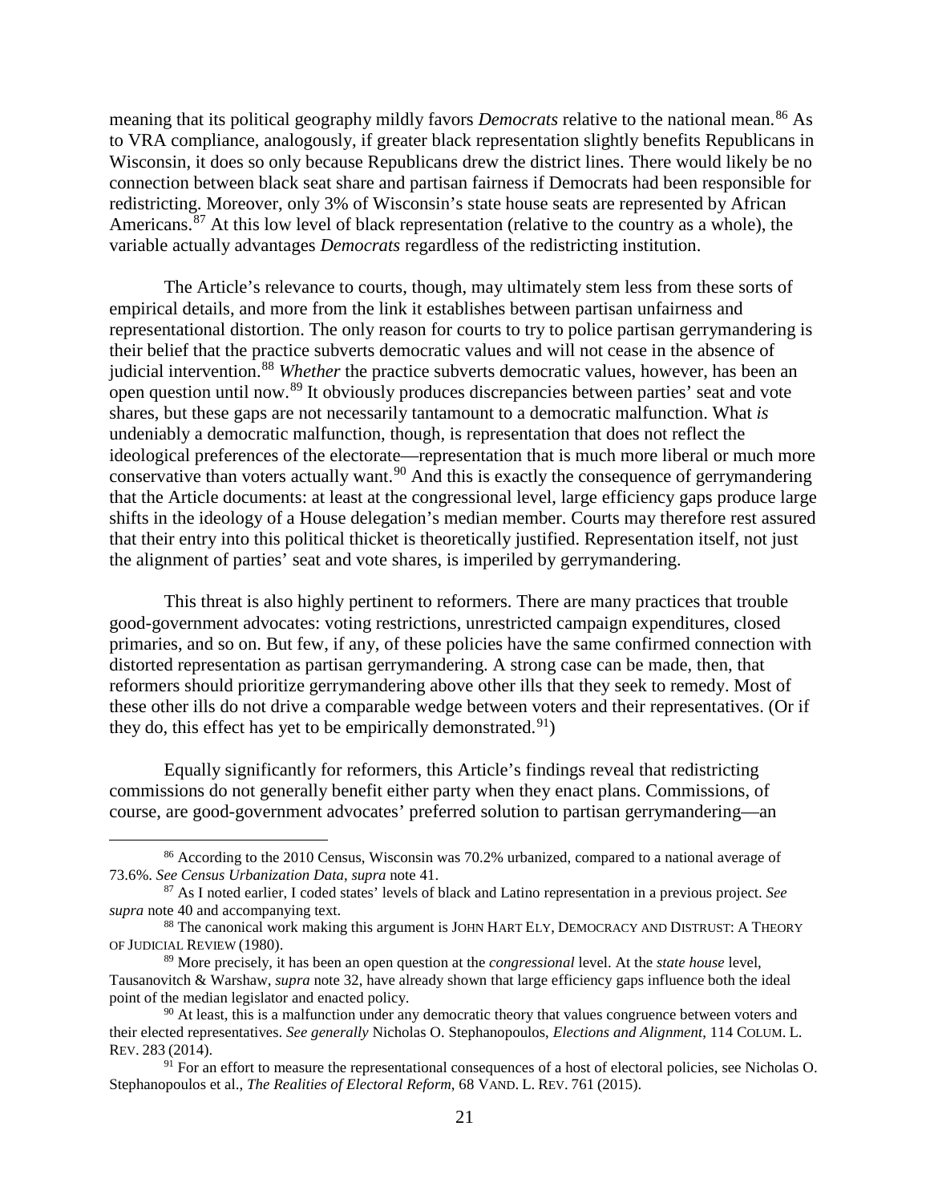meaning that its political geography mildly favors *Democrats* relative to the national mean.[86] As to VRA compliance, analogously, if greater black representation slightly benefits Republicans in Wisconsin, it does so only because Republicans drew the district lines. There would likely be no connection between black seat share and partisan fairness if Democrats had been responsible for redistricting. Moreover, only 3% of Wisconsin's state house seats are represented by African Americans.[87] At this low level of black representation (relative to the country as a whole), the variable actually advantages *Democrats* regardless of the redistricting institution.

The Article's relevance to courts, though, may ultimately stem less from these sorts of empirical details, and more from the link it establishes between partisan unfairness and representational distortion. The only reason for courts to try to police partisan gerrymandering is their belief that the practice subverts democratic values and will not cease in the absence of judicial intervention.[88] *Whether* the practice subverts democratic values, however, has been an open question until now.[89] It obviously produces discrepancies between parties' seat and vote shares, but these gaps are not necessarily tantamount to a democratic malfunction. What *is* undeniably a democratic malfunction, though, is representation that does not reflect the ideological preferences of the electorate—representation that is much more liberal or much more conservative than voters actually want.[90] And this is exactly the consequence of gerrymandering that the Article documents: at least at the congressional level, large efficiency gaps produce large shifts in the ideology of a House delegation's median member. Courts may therefore rest assured that their entry into this political thicket is theoretically justified. Representation itself, not just the alignment of parties' seat and vote shares, is imperiled by gerrymandering.

This threat is also highly pertinent to reformers. There are many practices that trouble good-government advocates: voting restrictions, unrestricted campaign expenditures, closed primaries, and so on. But few, if any, of these policies have the same confirmed connection with distorted representation as partisan gerrymandering. A strong case can be made, then, that reformers should prioritize gerrymandering above other ills that they seek to remedy. Most of these other ills do not drive a comparable wedge between voters and their representatives. (Or if they do, this effect has yet to be empirically demonstrated.[91])

Equally significantly for reformers, this Article's findings reveal that redistricting commissions do not generally benefit either party when they enact plans. Commissions, of course, are good-government advocates' preferred solution to partisan gerrymandering—an

---

[86] According to the 2010 Census, Wisconsin was 70.2% urbanized, compared to a national average of 73.6%. *See Census Urbanization Data*, *supra* note 41.

[87] As I noted earlier, I coded states' levels of black and Latino representation in a previous project. *See supra* note 40 and accompanying text.

[88] The canonical work making this argument is JOHN HART ELY, DEMOCRACY AND DISTRUST: A THEORY OF JUDICIAL REVIEW (1980).

[89] More precisely, it has been an open question at the *congressional* level. At the *state house* level, Tausanovitch & Warshaw, *supra* note 32, have already shown that large efficiency gaps influence both the ideal point of the median legislator and enacted policy.

[90] At least, this is a malfunction under any democratic theory that values congruence between voters and their elected representatives. *See generally* Nicholas O. Stephanopoulos, *Elections and Alignment*, 114 COLUM. L. REV. 283 (2014).

[91] For an effort to measure the representational consequences of a host of electoral policies, see Nicholas O. Stephanopoulos et al., *The Realities of Electoral Reform*, 68 VAND. L. REV. 761 (2015).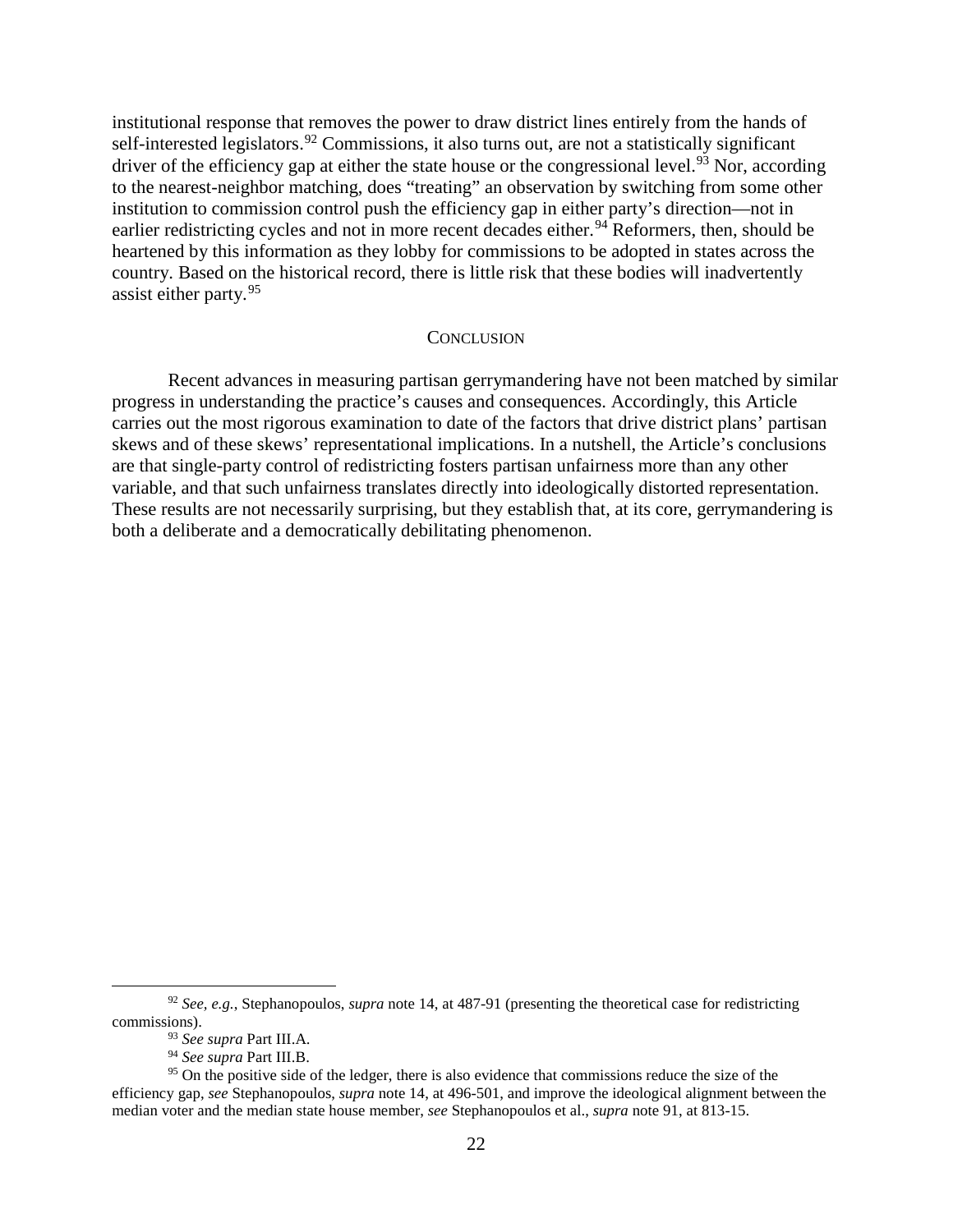institutional response that removes the power to draw district lines entirely from the hands of self-interested legislators.[92] Commissions, it also turns out, are not a statistically significant driver of the efficiency gap at either the state house or the congressional level.[93] Nor, according to the nearest-neighbor matching, does "treating" an observation by switching from some other institution to commission control push the efficiency gap in either party's direction—not in earlier redistricting cycles and not in more recent decades either.[94] Reformers, then, should be heartened by this information as they lobby for commissions to be adopted in states across the country. Based on the historical record, there is little risk that these bodies will inadvertently assist either party.[95]

## CONCLUSION

Recent advances in measuring partisan gerrymandering have not been matched by similar progress in understanding the practice's causes and consequences. Accordingly, this Article carries out the most rigorous examination to date of the factors that drive district plans' partisan skews and of these skews' representational implications. In a nutshell, the Article's conclusions are that single-party control of redistricting fosters partisan unfairness more than any other variable, and that such unfairness translates directly into ideologically distorted representation. These results are not necessarily surprising, but they establish that, at its core, gerrymandering is both a deliberate and a democratically debilitating phenomenon.

---

[92] *See, e.g.*, Stephanopoulos, *supra* note 14, at 487-91 (presenting the theoretical case for redistricting commissions).

[93] *See supra* Part III.A.

[94] *See supra* Part III.B.

[95] On the positive side of the ledger, there is also evidence that commissions reduce the size of the efficiency gap, *see* Stephanopoulos, *supra* note 14, at 496-501, and improve the ideological alignment between the median voter and the median state house member, *see* Stephanopoulos et al., *supra* note 91, at 813-15.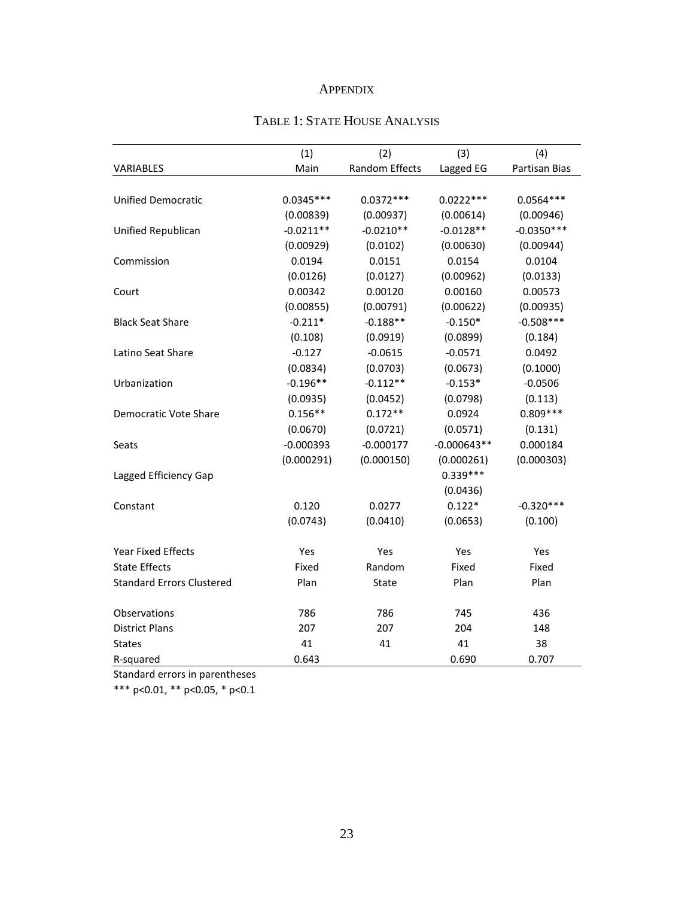# Appendix

## Table 1: State House Analysis

| VARIABLES | (1) Main | (2) Random Effects | (3) Lagged EG | (4) Partisan Bias |
|---|---|---|---|---|
| Unified Democratic | 0.0345*** | 0.0372*** | 0.0222*** | 0.0564*** |
| | (0.00839) | (0.00937) | (0.00614) | (0.00946) |
| Unified Republican | -0.0211** | -0.0210** | -0.0128** | -0.0350*** |
| | (0.00929) | (0.0102) | (0.00630) | (0.00944) |
| Commission | 0.0194 | 0.0151 | 0.0154 | 0.0104 |
| | (0.0126) | (0.0127) | (0.00962) | (0.0133) |
| Court | 0.00342 | 0.00120 | 0.00160 | 0.00573 |
| | (0.00855) | (0.00791) | (0.00622) | (0.00935) |
| Black Seat Share | -0.211* | -0.188** | -0.150* | -0.508*** |
| | (0.108) | (0.0919) | (0.0899) | (0.184) |
| Latino Seat Share | -0.127 | -0.0615 | -0.0571 | 0.0492 |
| | (0.0834) | (0.0703) | (0.0673) | (0.1000) |
| Urbanization | -0.196** | -0.112** | -0.153* | -0.0506 |
| | (0.0935) | (0.0452) | (0.0798) | (0.113) |
| Democratic Vote Share | 0.156** | 0.172** | 0.0924 | 0.809*** |
| | (0.0670) | (0.0721) | (0.0571) | (0.131) |
| Seats | -0.000393 | -0.000177 | -0.000643** | 0.000184 |
| | (0.000291) | (0.000150) | (0.000261) | (0.000303) |
| Lagged Efficiency Gap | | | 0.339*** | |
| | | | (0.0436) | |
| Constant | 0.120 | 0.0277 | 0.122* | -0.320*** |
| | (0.0743) | (0.0410) | (0.0653) | (0.100) |
| Year Fixed Effects | Yes | Yes | Yes | Yes |
| State Effects | Fixed | Random | Fixed | Fixed |
| Standard Errors Clustered | Plan | State | Plan | Plan |
| Observations | 786 | 786 | 745 | 436 |
| District Plans | 207 | 207 | 204 | 148 |
| States | 41 | 41 | 41 | 38 |
| R-squared | 0.643 | | 0.690 | 0.707 |

Standard errors in parentheses

*** p<0.01, ** p<0.05, * p<0.1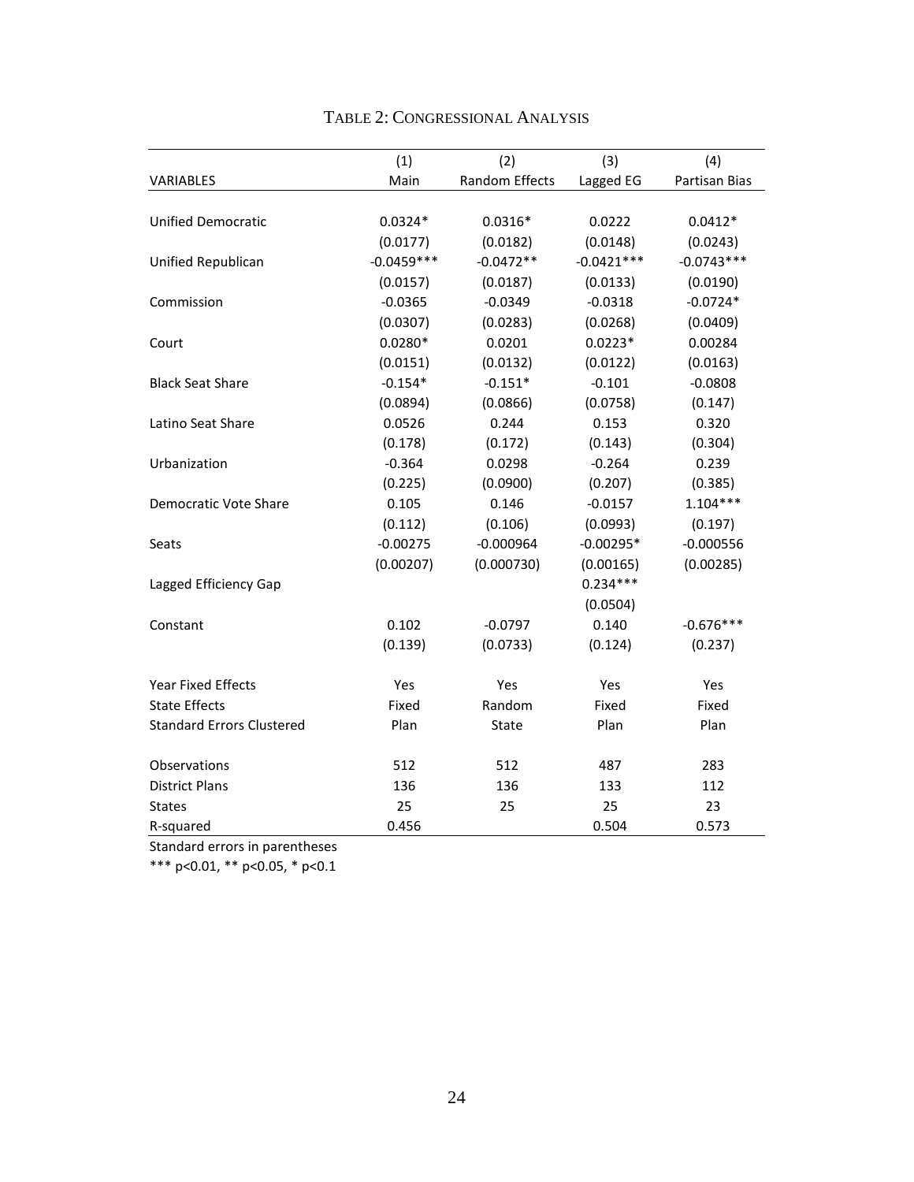# Table 2: Congressional Analysis

| VARIABLES | (1) Main | (2) Random Effects | (3) Lagged EG | (4) Partisan Bias |
|---|---|---|---|---|
| Unified Democratic | 0.0324* | 0.0316* | 0.0222 | 0.0412* |
| | (0.0177) | (0.0182) | (0.0148) | (0.0243) |
| Unified Republican | -0.0459*** | -0.0472** | -0.0421*** | -0.0743*** |
| | (0.0157) | (0.0187) | (0.0133) | (0.0190) |
| Commission | -0.0365 | -0.0349 | -0.0318 | -0.0724* |
| | (0.0307) | (0.0283) | (0.0268) | (0.0409) |
| Court | 0.0280* | 0.0201 | 0.0223* | 0.00284 |
| | (0.0151) | (0.0132) | (0.0122) | (0.0163) |
| Black Seat Share | -0.154* | -0.151* | -0.101 | -0.0808 |
| | (0.0894) | (0.0866) | (0.0758) | (0.147) |
| Latino Seat Share | 0.0526 | 0.244 | 0.153 | 0.320 |
| | (0.178) | (0.172) | (0.143) | (0.304) |
| Urbanization | -0.364 | 0.0298 | -0.264 | 0.239 |
| | (0.225) | (0.0900) | (0.207) | (0.385) |
| Democratic Vote Share | 0.105 | 0.146 | -0.0157 | 1.104*** |
| | (0.112) | (0.106) | (0.0993) | (0.197) |
| Seats | -0.00275 | -0.000964 | -0.00295* | -0.000556 |
| | (0.00207) | (0.000730) | (0.00165) | (0.00285) |
| Lagged Efficiency Gap | | | 0.234*** | |
| | | | (0.0504) | |
| Constant | 0.102 | -0.0797 | 0.140 | -0.676*** |
| | (0.139) | (0.0733) | (0.124) | (0.237) |
| Year Fixed Effects | Yes | Yes | Yes | Yes |
| State Effects | Fixed | Random | Fixed | Fixed |
| Standard Errors Clustered | Plan | State | Plan | Plan |
| Observations | 512 | 512 | 487 | 283 |
| District Plans | 136 | 136 | 133 | 112 |
| States | 25 | 25 | 25 | 23 |
| R-squared | 0.456 | | 0.504 | 0.573 |

Standard errors in parentheses

*** p<0.01, ** p<0.05, * p<0.1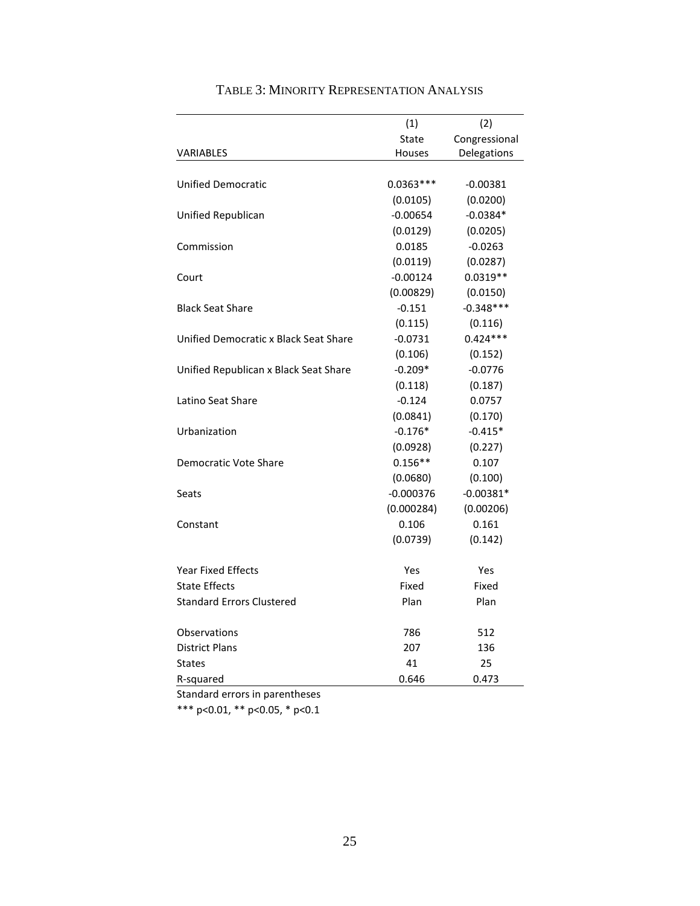# Table 3: Minority Representation Analysis

| VARIABLES | (1)<br>State<br>Houses | (2)<br>Congressional<br>Delegations |
|---|---|---|
| Unified Democratic | 0.0363*** | -0.00381 |
| | (0.0105) | (0.0200) |
| Unified Republican | -0.00654 | -0.0384* |
| | (0.0129) | (0.0205) |
| Commission | 0.0185 | -0.0263 |
| | (0.0119) | (0.0287) |
| Court | -0.00124 | 0.0319** |
| | (0.00829) | (0.0150) |
| Black Seat Share | -0.151 | -0.348*** |
| | (0.115) | (0.116) |
| Unified Democratic x Black Seat Share | -0.0731 | 0.424*** |
| | (0.106) | (0.152) |
| Unified Republican x Black Seat Share | -0.209* | -0.0776 |
| | (0.118) | (0.187) |
| Latino Seat Share | -0.124 | 0.0757 |
| | (0.0841) | (0.170) |
| Urbanization | -0.176* | -0.415* |
| | (0.0928) | (0.227) |
| Democratic Vote Share | 0.156** | 0.107 |
| | (0.0680) | (0.100) |
| Seats | -0.000376 | -0.00381* |
| | (0.000284) | (0.00206) |
| Constant | 0.106 | 0.161 |
| | (0.0739) | (0.142) |
| Year Fixed Effects | Yes | Yes |
| State Effects | Fixed | Fixed |
| Standard Errors Clustered | Plan | Plan |
| Observations | 786 | 512 |
| District Plans | 207 | 136 |
| States | 41 | 25 |
| R-squared | 0.646 | 0.473 |

Standard errors in parentheses

*** p<0.01, ** p<0.05, * p<0.1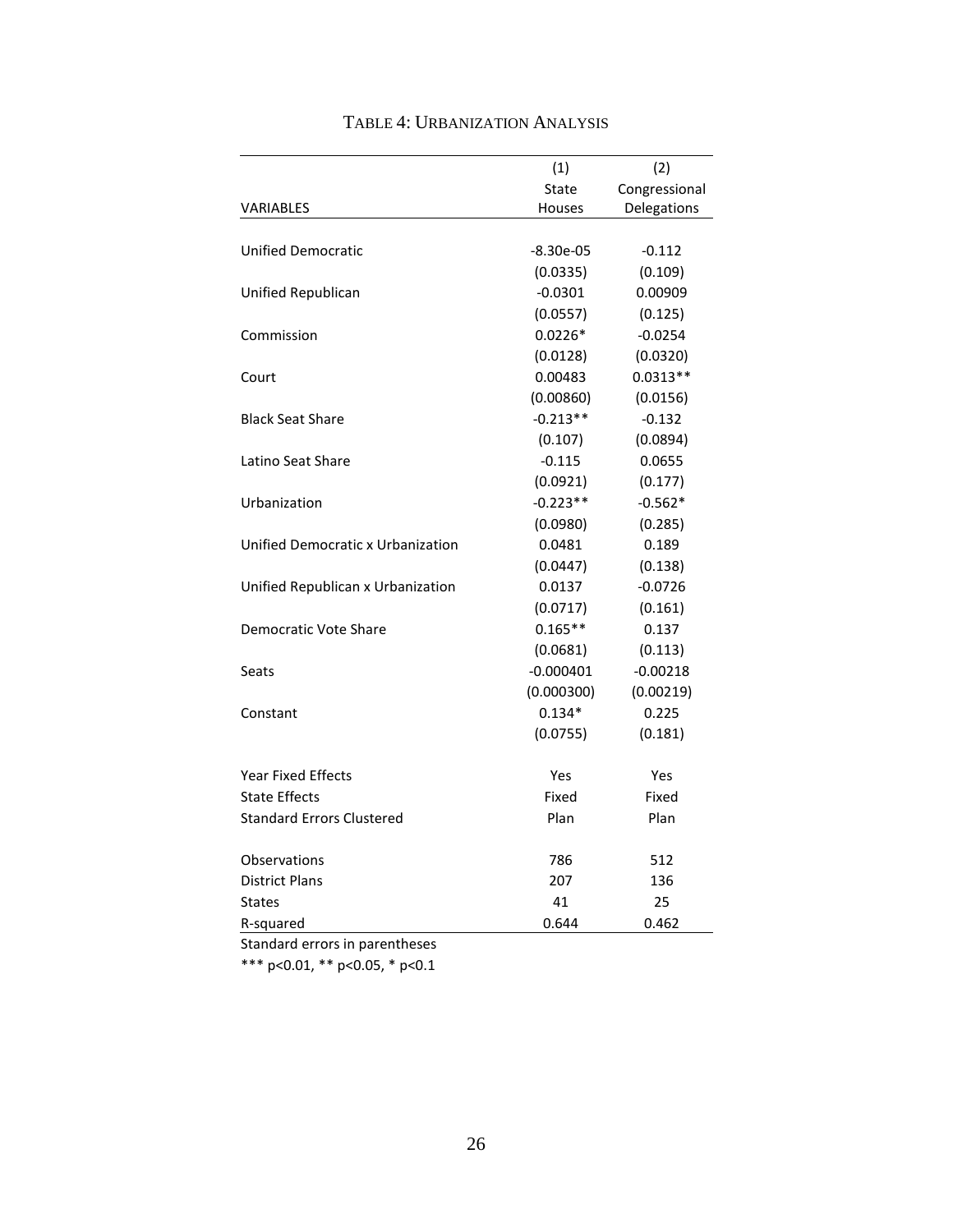# TABLE 4: URBANIZATION ANALYSIS

| VARIABLES | (1) State Houses | (2) Congressional Delegations |
|---|---|---|
| Unified Democratic | -8.30e-05 | -0.112 |
| | (0.0335) | (0.109) |
| Unified Republican | -0.0301 | 0.00909 |
| | (0.0557) | (0.125) |
| Commission | 0.0226* | -0.0254 |
| | (0.0128) | (0.0320) |
| Court | 0.00483 | 0.0313** |
| | (0.00860) | (0.0156) |
| Black Seat Share | -0.213** | -0.132 |
| | (0.107) | (0.0894) |
| Latino Seat Share | -0.115 | 0.0655 |
| | (0.0921) | (0.177) |
| Urbanization | -0.223** | -0.562* |
| | (0.0980) | (0.285) |
| Unified Democratic x Urbanization | 0.0481 | 0.189 |
| | (0.0447) | (0.138) |
| Unified Republican x Urbanization | 0.0137 | -0.0726 |
| | (0.0717) | (0.161) |
| Democratic Vote Share | 0.165** | 0.137 |
| | (0.0681) | (0.113) |
| Seats | -0.000401 | -0.00218 |
| | (0.000300) | (0.00219) |
| Constant | 0.134* | 0.225 |
| | (0.0755) | (0.181) |
| Year Fixed Effects | Yes | Yes |
| State Effects | Fixed | Fixed |
| Standard Errors Clustered | Plan | Plan |
| Observations | 786 | 512 |
| District Plans | 207 | 136 |
| States | 41 | 25 |
| R-squared | 0.644 | 0.462 |

Standard errors in parentheses

*** p<0.01, ** p<0.05, * p<0.1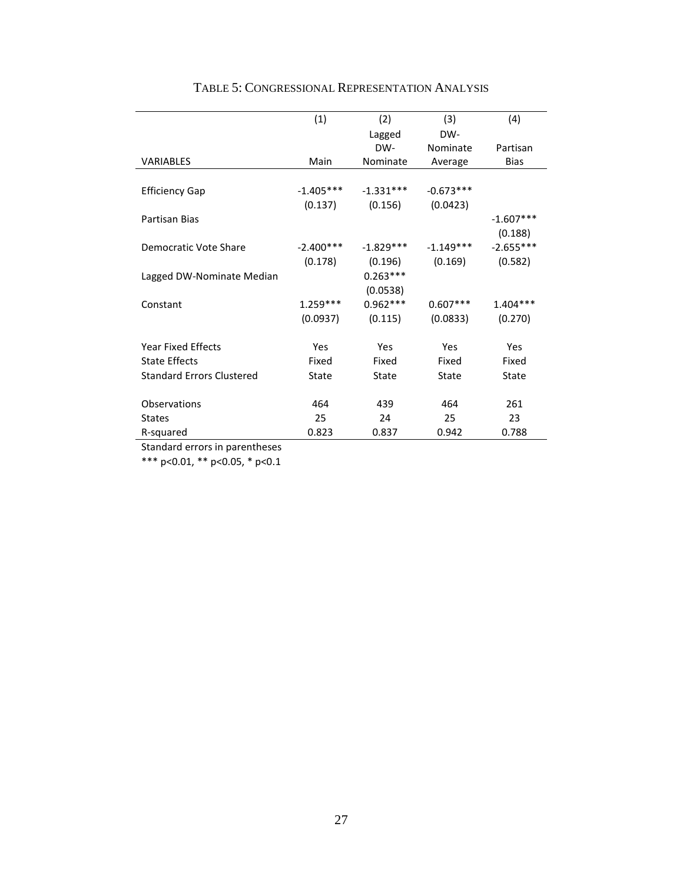# Table 5: Congressional Representation Analysis

| VARIABLES | (1) Main | (2) Lagged DW-Nominate | (3) DW-Nominate Average | (4) Partisan Bias |
|---|---|---|---|---|
| Efficiency Gap | -1.405*** | -1.331*** | -0.673*** | |
| | (0.137) | (0.156) | (0.0423) | |
| Partisan Bias | | | | -1.607*** |
| | | | | (0.188) |
| Democratic Vote Share | -2.400*** | -1.829*** | -1.149*** | -2.655*** |
| | (0.178) | (0.196) | (0.169) | (0.582) |
| Lagged DW-Nominate Median | | 0.263*** | | |
| | | (0.0538) | | |
| Constant | 1.259*** | 0.962*** | 0.607*** | 1.404*** |
| | (0.0937) | (0.115) | (0.0833) | (0.270) |
| Year Fixed Effects | Yes | Yes | Yes | Yes |
| State Effects | Fixed | Fixed | Fixed | Fixed |
| Standard Errors Clustered | State | State | State | State |
| Observations | 464 | 439 | 464 | 261 |
| States | 25 | 24 | 25 | 23 |
| R-squared | 0.823 | 0.837 | 0.942 | 0.788 |

Standard errors in parentheses

*** p<0.01, ** p<0.05, * p<0.1